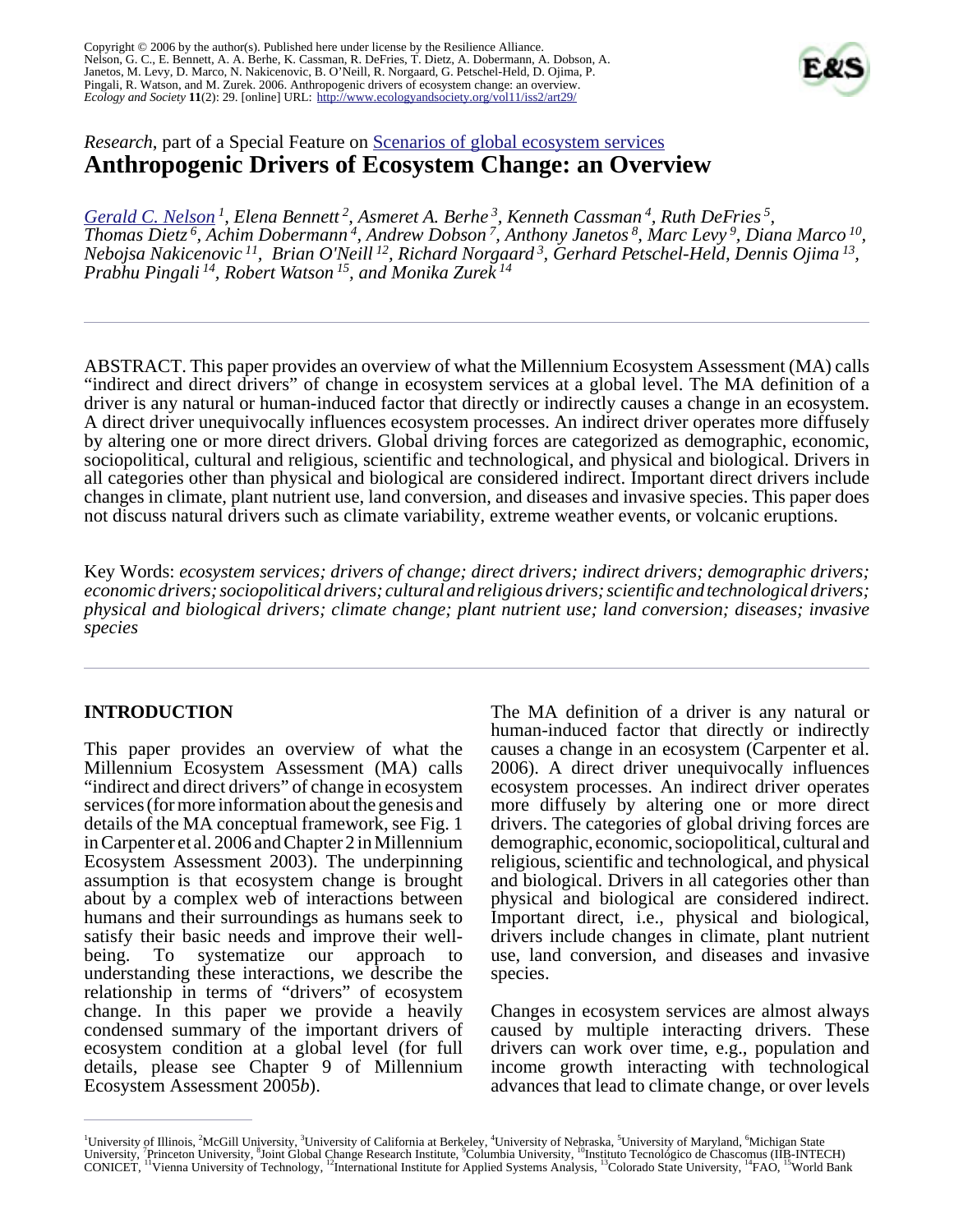Copyright © 2006 by the author(s). Published here under license by the Resilience Alliance.
Nelson, G. C., E. Bennett, A. A. Berhe, K. Cassman, R. DeFries, T. Dietz, A. Dobermann, A. Dobson, A. Janetos, M. Levy, D. Marco, N. Nakicenovic, B. O'Neill, R. Norgaard, G. Petschel-Held, D. Ojima, P. Pingali, R. Watson, and M. Zurek. 2006. Anthropogenic drivers of ecosystem change: an overview. *Ecology and Society* **11**(2): 29. [online] URL: http://www.ecologyandsociety.org/vol11/iss2/art29/

*Research*, part of a Special Feature on Scenarios of global ecosystem services

# Anthropogenic Drivers of Ecosystem Change: an Overview

*Gerald C. Nelson [1], Elena Bennett [2], Asmeret A. Berhe [3], Kenneth Cassman [4], Ruth DeFries [5], Thomas Dietz [6], Achim Dobermann [4], Andrew Dobson [7], Anthony Janetos [8], Marc Levy [9], Diana Marco [10], Nebojsa Nakicenovic [11], Brian O'Neill [12], Richard Norgaard [3], Gerhard Petschel-Held, Dennis Ojima [13], Prabhu Pingali [14], Robert Watson [15], and Monika Zurek [14]*

ABSTRACT. This paper provides an overview of what the Millennium Ecosystem Assessment (MA) calls "indirect and direct drivers" of change in ecosystem services at a global level. The MA definition of a driver is any natural or human-induced factor that directly or indirectly causes a change in an ecosystem. A direct driver unequivocally influences ecosystem processes. An indirect driver operates more diffusely by altering one or more direct drivers. Global driving forces are categorized as demographic, economic, sociopolitical, cultural and religious, scientific and technological, and physical and biological. Drivers in all categories other than physical and biological are considered indirect. Important direct drivers include changes in climate, plant nutrient use, land conversion, and diseases and invasive species. This paper does not discuss natural drivers such as climate variability, extreme weather events, or volcanic eruptions.

Key Words: *ecosystem services; drivers of change; direct drivers; indirect drivers; demographic drivers; economic drivers; sociopolitical drivers; cultural and religious drivers; scientific and technological drivers; physical and biological drivers; climate change; plant nutrient use; land conversion; diseases; invasive species*

## INTRODUCTION

This paper provides an overview of what the Millennium Ecosystem Assessment (MA) calls "indirect and direct drivers" of change in ecosystem services (for more information about the genesis and details of the MA conceptual framework, see Fig. 1 in Carpenter et al. 2006 and Chapter 2 in Millennium Ecosystem Assessment 2003). The underpinning assumption is that ecosystem change is brought about by a complex web of interactions between humans and their surroundings as humans seek to satisfy their basic needs and improve their well-being. To systematize our approach to understanding these interactions, we describe the relationship in terms of "drivers" of ecosystem change. In this paper we provide a heavily condensed summary of the important drivers of ecosystem condition at a global level (for full details, please see Chapter 9 of Millennium Ecosystem Assessment 2005*b*).

The MA definition of a driver is any natural or human-induced factor that directly or indirectly causes a change in an ecosystem (Carpenter et al. 2006). A direct driver unequivocally influences ecosystem processes. An indirect driver operates more diffusely by altering one or more direct drivers. The categories of global driving forces are demographic, economic, sociopolitical, cultural and religious, scientific and technological, and physical and biological. Drivers in all categories other than physical and biological are considered indirect. Important direct, i.e., physical and biological, drivers include changes in climate, plant nutrient use, land conversion, and diseases and invasive species.

Changes in ecosystem services are almost always caused by multiple interacting drivers. These drivers can work over time, e.g., population and income growth interacting with technological advances that lead to climate change, or over levels

[1]University of Illinois, [2]McGill University, [3]University of California at Berkeley, [4]University of Nebraska, [5]University of Maryland, [6]Michigan State University, [7]Princeton University, [8]Joint Global Change Research Institute, [9]Columbia University, [10]Instituto Tecnológico de Chascomus (IIB-INTECH) CONICET, [11]Vienna University of Technology, [12]International Institute for Applied Systems Analysis, [13]Colorado State University, [14]FAO, [15]World Bank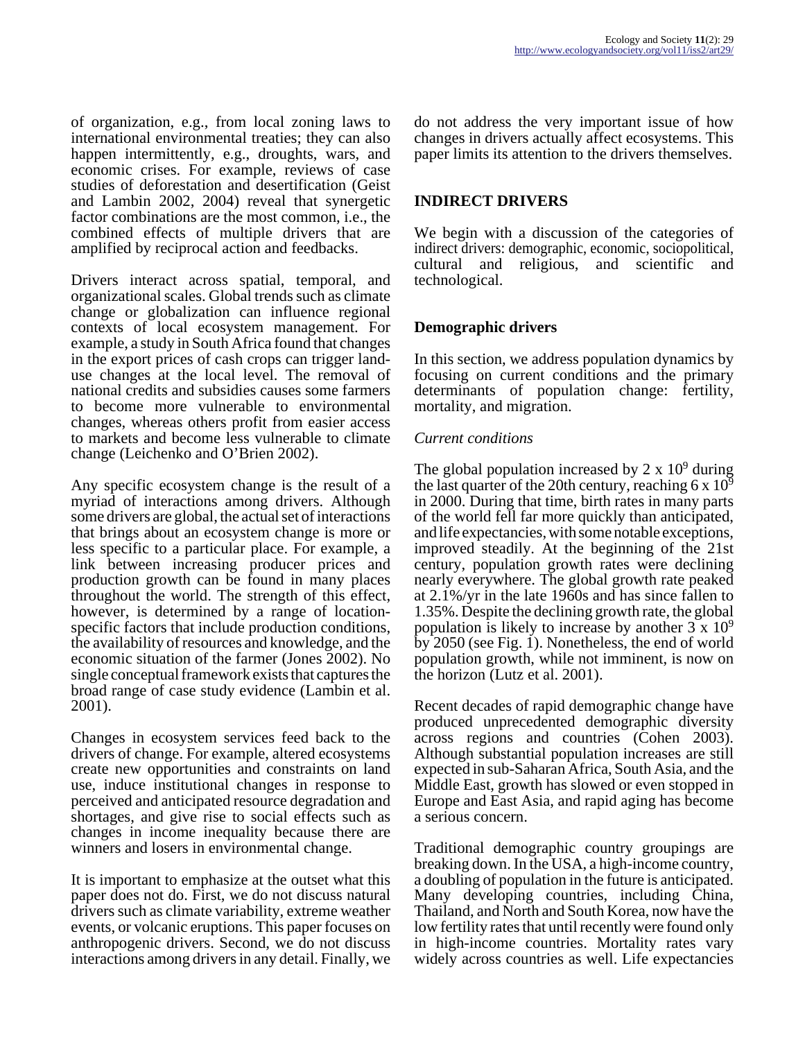of organization, e.g., from local zoning laws to international environmental treaties; they can also happen intermittently, e.g., droughts, wars, and economic crises. For example, reviews of case studies of deforestation and desertification (Geist and Lambin 2002, 2004) reveal that synergetic factor combinations are the most common, i.e., the combined effects of multiple drivers that are amplified by reciprocal action and feedbacks.

Drivers interact across spatial, temporal, and organizational scales. Global trends such as climate change or globalization can influence regional contexts of local ecosystem management. For example, a study in South Africa found that changes in the export prices of cash crops can trigger land-use changes at the local level. The removal of national credits and subsidies causes some farmers to become more vulnerable to environmental changes, whereas others profit from easier access to markets and become less vulnerable to climate change (Leichenko and O'Brien 2002).

Any specific ecosystem change is the result of a myriad of interactions among drivers. Although some drivers are global, the actual set of interactions that brings about an ecosystem change is more or less specific to a particular place. For example, a link between increasing producer prices and production growth can be found in many places throughout the world. The strength of this effect, however, is determined by a range of location-specific factors that include production conditions, the availability of resources and knowledge, and the economic situation of the farmer (Jones 2002). No single conceptual framework exists that captures the broad range of case study evidence (Lambin et al. 2001).

Changes in ecosystem services feed back to the drivers of change. For example, altered ecosystems create new opportunities and constraints on land use, induce institutional changes in response to perceived and anticipated resource degradation and shortages, and give rise to social effects such as changes in income inequality because there are winners and losers in environmental change.

It is important to emphasize at the outset what this paper does not do. First, we do not discuss natural drivers such as climate variability, extreme weather events, or volcanic eruptions. This paper focuses on anthropogenic drivers. Second, we do not discuss interactions among drivers in any detail. Finally, we do not address the very important issue of how changes in drivers actually affect ecosystems. This paper limits its attention to the drivers themselves.

## INDIRECT DRIVERS

We begin with a discussion of the categories of indirect drivers: demographic, economic, sociopolitical, cultural and religious, and scientific and technological.

### Demographic drivers

In this section, we address population dynamics by focusing on current conditions and the primary determinants of population change: fertility, mortality, and migration.

*Current conditions*

The global population increased by $2 \times 10^9$ during the last quarter of the 20th century, reaching $6 \times 10^9$ in 2000. During that time, birth rates in many parts of the world fell far more quickly than anticipated, and life expectancies, with some notable exceptions, improved steadily. At the beginning of the 21st century, population growth rates were declining nearly everywhere. The global growth rate peaked at 2.1%/yr in the late 1960s and has since fallen to 1.35%. Despite the declining growth rate, the global population is likely to increase by another $3 \times 10^9$ by 2050 (see Fig. 1). Nonetheless, the end of world population growth, while not imminent, is now on the horizon (Lutz et al. 2001).

Recent decades of rapid demographic change have produced unprecedented demographic diversity across regions and countries (Cohen 2003). Although substantial population increases are still expected in sub-Saharan Africa, South Asia, and the Middle East, growth has slowed or even stopped in Europe and East Asia, and rapid aging has become a serious concern.

Traditional demographic country groupings are breaking down. In the USA, a high-income country, a doubling of population in the future is anticipated. Many developing countries, including China, Thailand, and North and South Korea, now have the low fertility rates that until recently were found only in high-income countries. Mortality rates vary widely across countries as well. Life expectancies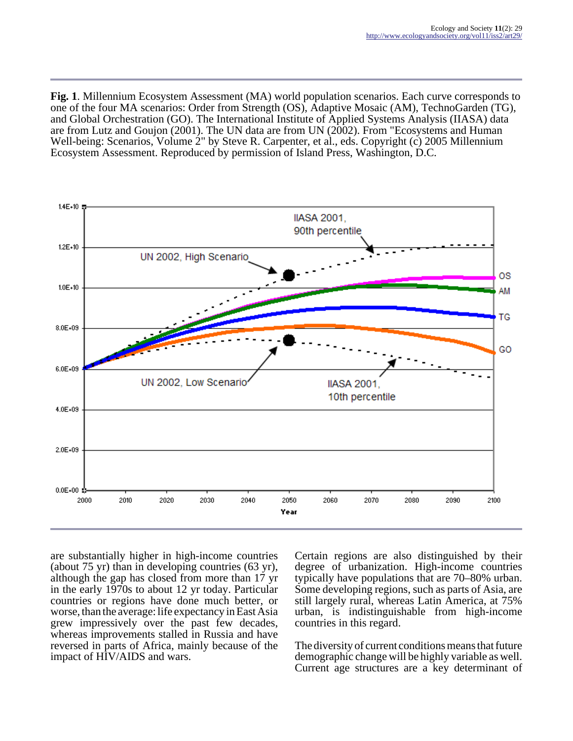**Fig. 1**. Millennium Ecosystem Assessment (MA) world population scenarios. Each curve corresponds to one of the four MA scenarios: Order from Strength (OS), Adaptive Mosaic (AM), TechnoGarden (TG), and Global Orchestration (GO). The International Institute of Applied Systems Analysis (IIASA) data are from Lutz and Goujon (2001). The UN data are from UN (2002). From "Ecosystems and Human Well-being: Scenarios, Volume 2" by Steve R. Carpenter, et al., eds. Copyright (c) 2005 Millennium Ecosystem Assessment. Reproduced by permission of Island Press, Washington, D.C.

are substantially higher in high-income countries (about 75 yr) than in developing countries (63 yr), although the gap has closed from more than 17 yr in the early 1970s to about 12 yr today. Particular countries or regions have done much better, or worse, than the average: life expectancy in East Asia grew impressively over the past few decades, whereas improvements stalled in Russia and have reversed in parts of Africa, mainly because of the impact of HIV/AIDS and wars.

Certain regions are also distinguished by their degree of urbanization. High-income countries typically have populations that are 70–80% urban. Some developing regions, such as parts of Asia, are still largely rural, whereas Latin America, at 75% urban, is indistinguishable from high-income countries in this regard.

The diversity of current conditions means that future demographic change will be highly variable as well. Current age structures are a key determinant of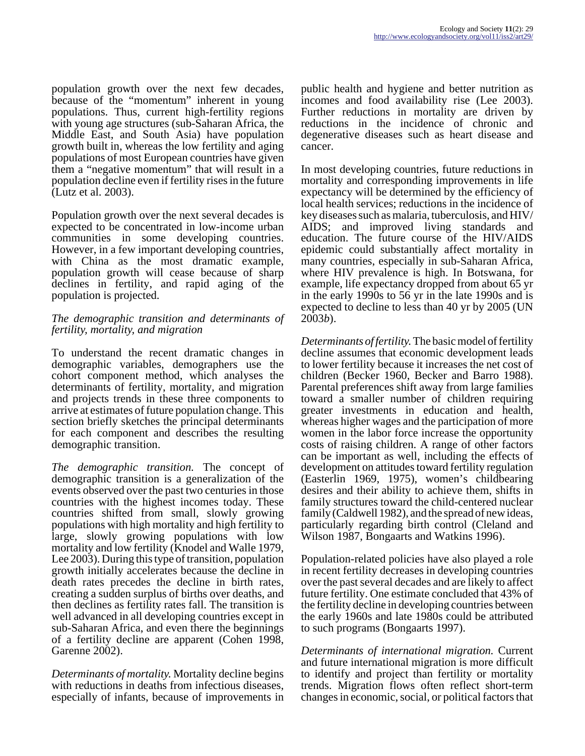population growth over the next few decades, because of the "momentum" inherent in young populations. Thus, current high-fertility regions with young age structures (sub-Saharan Africa, the Middle East, and South Asia) have population growth built in, whereas the low fertility and aging populations of most European countries have given them a "negative momentum" that will result in a population decline even if fertility rises in the future (Lutz et al. 2003).

Population growth over the next several decades is expected to be concentrated in low-income urban communities in some developing countries. However, in a few important developing countries, with China as the most dramatic example, population growth will cease because of sharp declines in fertility, and rapid aging of the population is projected.

### *The demographic transition and determinants of fertility, mortality, and migration*

To understand the recent dramatic changes in demographic variables, demographers use the cohort component method, which analyses the determinants of fertility, mortality, and migration and projects trends in these three components to arrive at estimates of future population change. This section briefly sketches the principal determinants for each component and describes the resulting demographic transition.

*The demographic transition.* The concept of demographic transition is a generalization of the events observed over the past two centuries in those countries with the highest incomes today. These countries shifted from small, slowly growing populations with high mortality and high fertility to large, slowly growing populations with low mortality and low fertility (Knodel and Walle 1979, Lee 2003). During this type of transition, population growth initially accelerates because the decline in death rates precedes the decline in birth rates, creating a sudden surplus of births over deaths, and then declines as fertility rates fall. The transition is well advanced in all developing countries except in sub-Saharan Africa, and even there the beginnings of a fertility decline are apparent (Cohen 1998, Garenne 2002).

*Determinants of mortality.* Mortality decline begins with reductions in deaths from infectious diseases, especially of infants, because of improvements in public health and hygiene and better nutrition as incomes and food availability rise (Lee 2003). Further reductions in mortality are driven by reductions in the incidence of chronic and degenerative diseases such as heart disease and cancer.

In most developing countries, future reductions in mortality and corresponding improvements in life expectancy will be determined by the efficiency of local health services; reductions in the incidence of key diseases such as malaria, tuberculosis, and HIV/AIDS; and improved living standards and education. The future course of the HIV/AIDS epidemic could substantially affect mortality in many countries, especially in sub-Saharan Africa, where HIV prevalence is high. In Botswana, for example, life expectancy dropped from about 65 yr in the early 1990s to 56 yr in the late 1990s and is expected to decline to less than 40 yr by 2005 (UN 2003*b*).

*Determinants of fertility.* The basic model of fertility decline assumes that economic development leads to lower fertility because it increases the net cost of children (Becker 1960, Becker and Barro 1988). Parental preferences shift away from large families toward a smaller number of children requiring greater investments in education and health, whereas higher wages and the participation of more women in the labor force increase the opportunity costs of raising children. A range of other factors can be important as well, including the effects of development on attitudes toward fertility regulation (Easterlin 1969, 1975), women's childbearing desires and their ability to achieve them, shifts in family structures toward the child-centered nuclear family (Caldwell 1982), and the spread of new ideas, particularly regarding birth control (Cleland and Wilson 1987, Bongaarts and Watkins 1996).

Population-related policies have also played a role in recent fertility decreases in developing countries over the past several decades and are likely to affect future fertility. One estimate concluded that 43% of the fertility decline in developing countries between the early 1960s and late 1980s could be attributed to such programs (Bongaarts 1997).

*Determinants of international migration.* Current and future international migration is more difficult to identify and project than fertility or mortality trends. Migration flows often reflect short-term changes in economic, social, or political factors that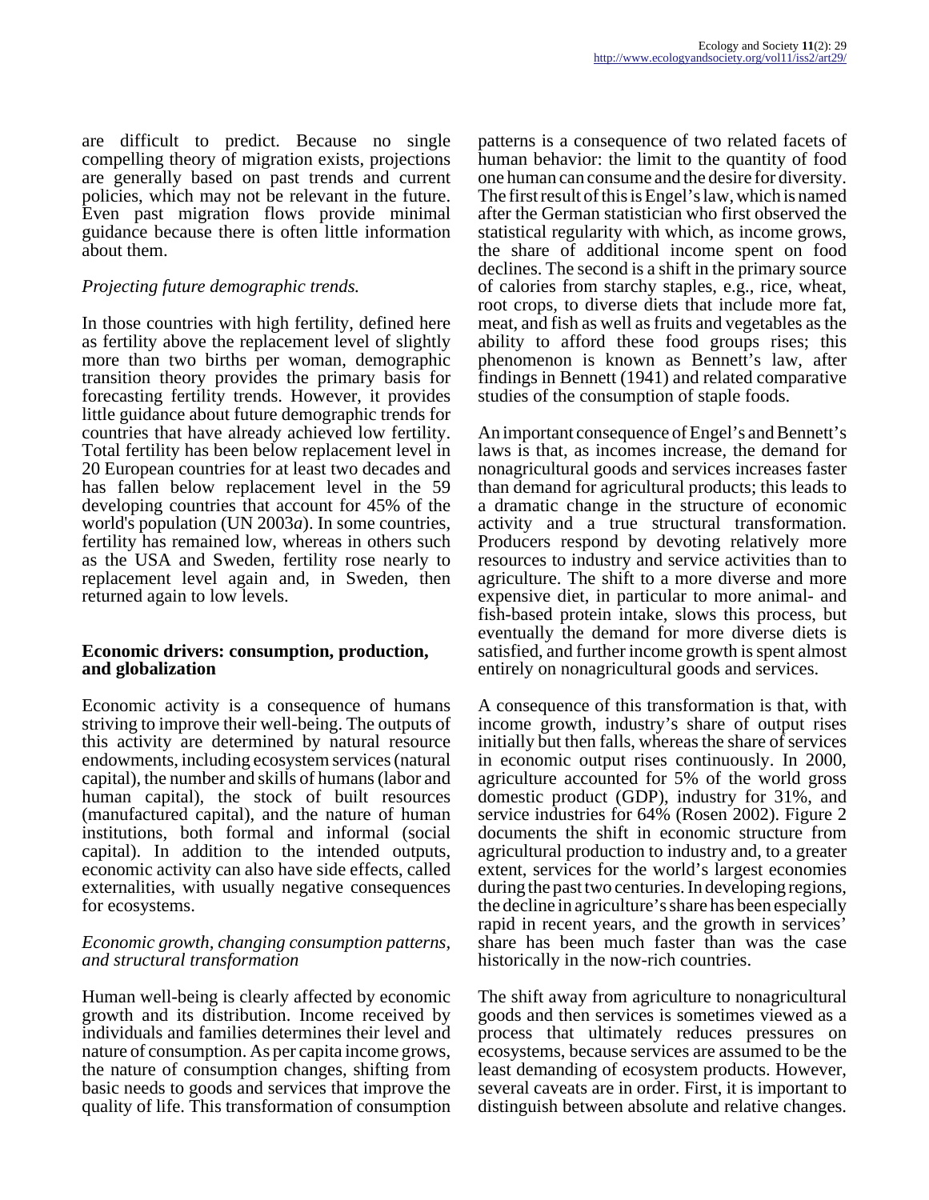are difficult to predict. Because no single compelling theory of migration exists, projections are generally based on past trends and current policies, which may not be relevant in the future. Even past migration flows provide minimal guidance because there is often little information about them.

*Projecting future demographic trends.*

In those countries with high fertility, defined here as fertility above the replacement level of slightly more than two births per woman, demographic transition theory provides the primary basis for forecasting fertility trends. However, it provides little guidance about future demographic trends for countries that have already achieved low fertility. Total fertility has been below replacement level in 20 European countries for at least two decades and has fallen below replacement level in the 59 developing countries that account for 45% of the world's population (UN 2003*a*). In some countries, fertility has remained low, whereas in others such as the USA and Sweden, fertility rose nearly to replacement level again and, in Sweden, then returned again to low levels.

## Economic drivers: consumption, production, and globalization

Economic activity is a consequence of humans striving to improve their well-being. The outputs of this activity are determined by natural resource endowments, including ecosystem services (natural capital), the number and skills of humans (labor and human capital), the stock of built resources (manufactured capital), and the nature of human institutions, both formal and informal (social capital). In addition to the intended outputs, economic activity can also have side effects, called externalities, with usually negative consequences for ecosystems.

*Economic growth, changing consumption patterns, and structural transformation*

Human well-being is clearly affected by economic growth and its distribution. Income received by individuals and families determines their level and nature of consumption. As per capita income grows, the nature of consumption changes, shifting from basic needs to goods and services that improve the quality of life. This transformation of consumption patterns is a consequence of two related facets of human behavior: the limit to the quantity of food one human can consume and the desire for diversity. The first result of this is Engel's law, which is named after the German statistician who first observed the statistical regularity with which, as income grows, the share of additional income spent on food declines. The second is a shift in the primary source of calories from starchy staples, e.g., rice, wheat, root crops, to diverse diets that include more fat, meat, and fish as well as fruits and vegetables as the ability to afford these food groups rises; this phenomenon is known as Bennett's law, after findings in Bennett (1941) and related comparative studies of the consumption of staple foods.

An important consequence of Engel's and Bennett's laws is that, as incomes increase, the demand for nonagricultural goods and services increases faster than demand for agricultural products; this leads to a dramatic change in the structure of economic activity and a true structural transformation. Producers respond by devoting relatively more resources to industry and service activities than to agriculture. The shift to a more diverse and more expensive diet, in particular to more animal- and fish-based protein intake, slows this process, but eventually the demand for more diverse diets is satisfied, and further income growth is spent almost entirely on nonagricultural goods and services.

A consequence of this transformation is that, with income growth, industry's share of output rises initially but then falls, whereas the share of services in economic output rises continuously. In 2000, agriculture accounted for 5% of the world gross domestic product (GDP), industry for 31%, and service industries for 64% (Rosen 2002). Figure 2 documents the shift in economic structure from agricultural production to industry and, to a greater extent, services for the world's largest economies during the past two centuries. In developing regions, the decline in agriculture's share has been especially rapid in recent years, and the growth in services' share has been much faster than was the case historically in the now-rich countries.

The shift away from agriculture to nonagricultural goods and then services is sometimes viewed as a process that ultimately reduces pressures on ecosystems, because services are assumed to be the least demanding of ecosystem products. However, several caveats are in order. First, it is important to distinguish between absolute and relative changes.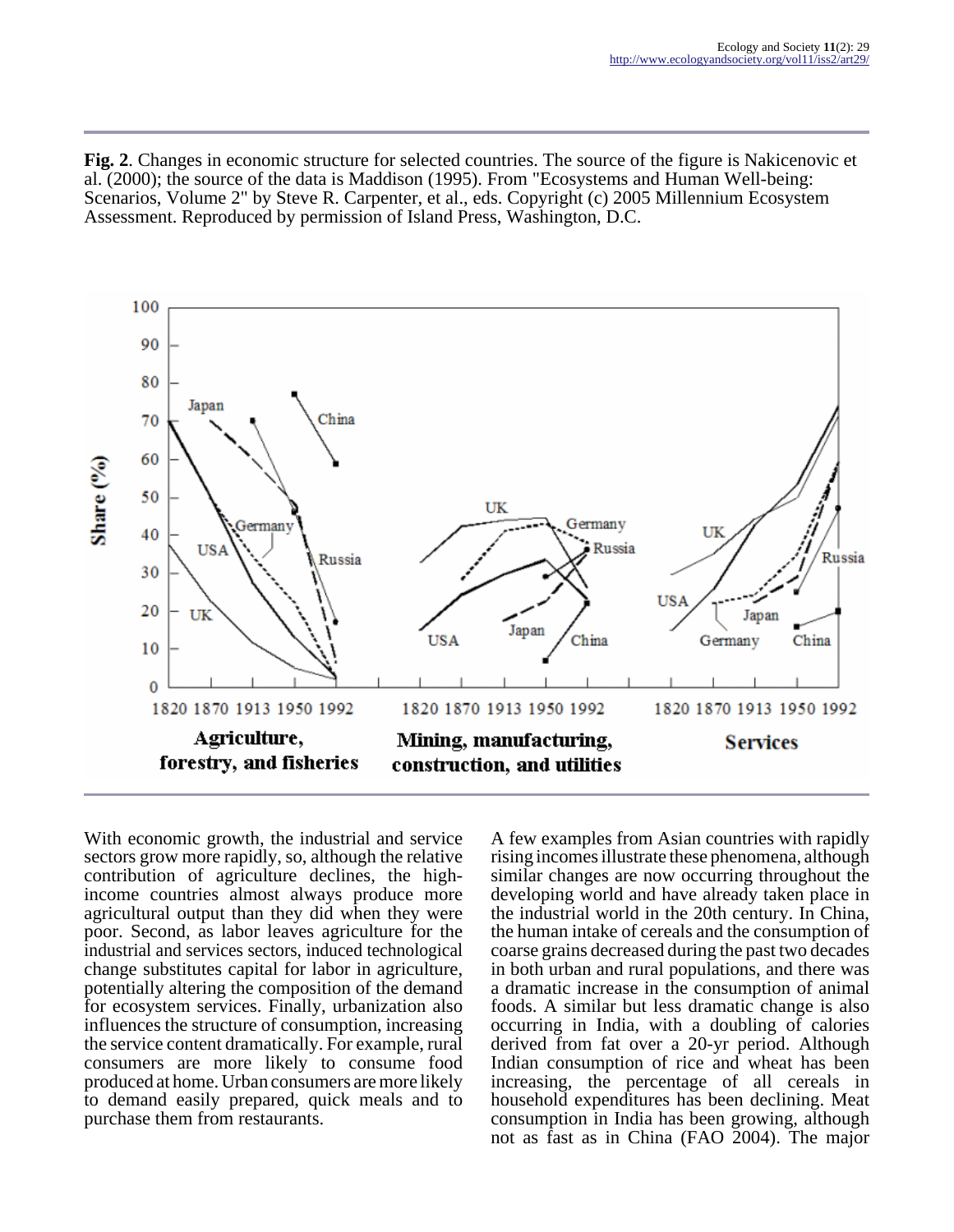**Fig. 2**. Changes in economic structure for selected countries. The source of the figure is Nakicenovic et al. (2000); the source of the data is Maddison (1995). From "Ecosystems and Human Well-being: Scenarios, Volume 2" by Steve R. Carpenter, et al., eds. Copyright (c) 2005 Millennium Ecosystem Assessment. Reproduced by permission of Island Press, Washington, D.C.

With economic growth, the industrial and service sectors grow more rapidly, so, although the relative contribution of agriculture declines, the high-income countries almost always produce more agricultural output than they did when they were poor. Second, as labor leaves agriculture for the industrial and services sectors, induced technological change substitutes capital for labor in agriculture, potentially altering the composition of the demand for ecosystem services. Finally, urbanization also influences the structure of consumption, increasing the service content dramatically. For example, rural consumers are more likely to consume food produced at home. Urban consumers are more likely to demand easily prepared, quick meals and to purchase them from restaurants.

A few examples from Asian countries with rapidly rising incomes illustrate these phenomena, although similar changes are now occurring throughout the developing world and have already taken place in the industrial world in the 20th century. In China, the human intake of cereals and the consumption of coarse grains decreased during the past two decades in both urban and rural populations, and there was a dramatic increase in the consumption of animal foods. A similar but less dramatic change is also occurring in India, with a doubling of calories derived from fat over a 20-yr period. Although Indian consumption of rice and wheat has been increasing, the percentage of all cereals in household expenditures has been declining. Meat consumption in India has been growing, although not as fast as in China (FAO 2004). The major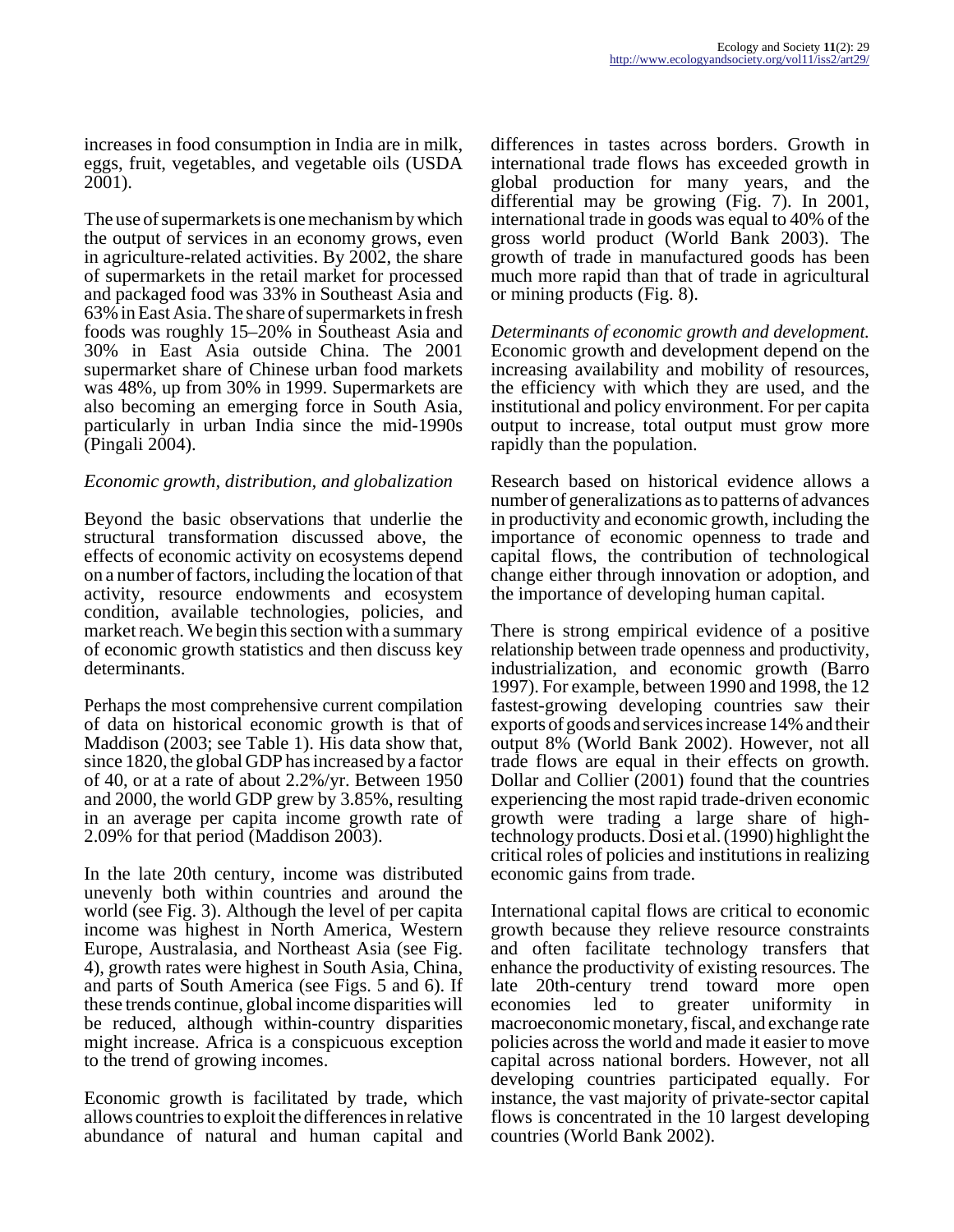increases in food consumption in India are in milk, eggs, fruit, vegetables, and vegetable oils (USDA 2001).

The use of supermarkets is one mechanism by which the output of services in an economy grows, even in agriculture-related activities. By 2002, the share of supermarkets in the retail market for processed and packaged food was 33% in Southeast Asia and 63% in East Asia. The share of supermarkets in fresh foods was roughly 15–20% in Southeast Asia and 30% in East Asia outside China. The 2001 supermarket share of Chinese urban food markets was 48%, up from 30% in 1999. Supermarkets are also becoming an emerging force in South Asia, particularly in urban India since the mid-1990s (Pingali 2004).

### *Economic growth, distribution, and globalization*

Beyond the basic observations that underlie the structural transformation discussed above, the effects of economic activity on ecosystems depend on a number of factors, including the location of that activity, resource endowments and ecosystem condition, available technologies, policies, and market reach. We begin this section with a summary of economic growth statistics and then discuss key determinants.

Perhaps the most comprehensive current compilation of data on historical economic growth is that of Maddison (2003; see Table 1). His data show that, since 1820, the global GDP has increased by a factor of 40, or at a rate of about 2.2%/yr. Between 1950 and 2000, the world GDP grew by 3.85%, resulting in an average per capita income growth rate of 2.09% for that period (Maddison 2003).

In the late 20th century, income was distributed unevenly both within countries and around the world (see Fig. 3). Although the level of per capita income was highest in North America, Western Europe, Australasia, and Northeast Asia (see Fig. 4), growth rates were highest in South Asia, China, and parts of South America (see Figs. 5 and 6). If these trends continue, global income disparities will be reduced, although within-country disparities might increase. Africa is a conspicuous exception to the trend of growing incomes.

Economic growth is facilitated by trade, which allows countries to exploit the differences in relative abundance of natural and human capital and differences in tastes across borders. Growth in international trade flows has exceeded growth in global production for many years, and the differential may be growing (Fig. 7). In 2001, international trade in goods was equal to 40% of the gross world product (World Bank 2003). The growth of trade in manufactured goods has been much more rapid than that of trade in agricultural or mining products (Fig. 8).

*Determinants of economic growth and development.* Economic growth and development depend on the increasing availability and mobility of resources, the efficiency with which they are used, and the institutional and policy environment. For per capita output to increase, total output must grow more rapidly than the population.

Research based on historical evidence allows a number of generalizations as to patterns of advances in productivity and economic growth, including the importance of economic openness to trade and capital flows, the contribution of technological change either through innovation or adoption, and the importance of developing human capital.

There is strong empirical evidence of a positive relationship between trade openness and productivity, industrialization, and economic growth (Barro 1997). For example, between 1990 and 1998, the 12 fastest-growing developing countries saw their exports of goods and services increase 14% and their output 8% (World Bank 2002). However, not all trade flows are equal in their effects on growth. Dollar and Collier (2001) found that the countries experiencing the most rapid trade-driven economic growth were trading a large share of high-technology products. Dosi et al. (1990) highlight the critical roles of policies and institutions in realizing economic gains from trade.

International capital flows are critical to economic growth because they relieve resource constraints and often facilitate technology transfers that enhance the productivity of existing resources. The late 20th-century trend toward more open economies led to greater uniformity in macroeconomic monetary, fiscal, and exchange rate policies across the world and made it easier to move capital across national borders. However, not all developing countries participated equally. For instance, the vast majority of private-sector capital flows is concentrated in the 10 largest developing countries (World Bank 2002).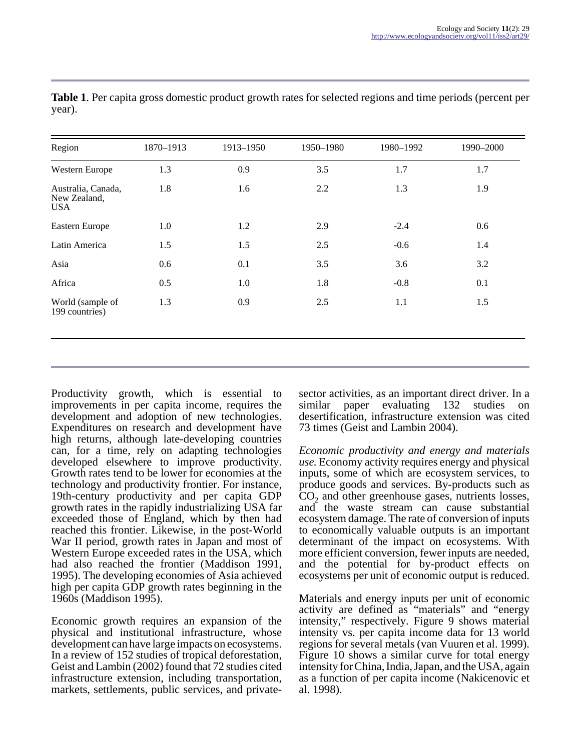**Table 1**. Per capita gross domestic product growth rates for selected regions and time periods (percent per year).

| Region | 1870–1913 | 1913–1950 | 1950–1980 | 1980–1992 | 1990–2000 |
|---|---|---|---|---|---|
| Western Europe | 1.3 | 0.9 | 3.5 | 1.7 | 1.7 |
| Australia, Canada, New Zealand, USA | 1.8 | 1.6 | 2.2 | 1.3 | 1.9 |
| Eastern Europe | 1.0 | 1.2 | 2.9 | -2.4 | 0.6 |
| Latin America | 1.5 | 1.5 | 2.5 | -0.6 | 1.4 |
| Asia | 0.6 | 0.1 | 3.5 | 3.6 | 3.2 |
| Africa | 0.5 | 1.0 | 1.8 | -0.8 | 0.1 |
| World (sample of 199 countries) | 1.3 | 0.9 | 2.5 | 1.1 | 1.5 |

Productivity growth, which is essential to improvements in per capita income, requires the development and adoption of new technologies. Expenditures on research and development have high returns, although late-developing countries can, for a time, rely on adapting technologies developed elsewhere to improve productivity. Growth rates tend to be lower for economies at the technology and productivity frontier. For instance, 19th-century productivity and per capita GDP growth rates in the rapidly industrializing USA far exceeded those of England, which by then had reached this frontier. Likewise, in the post-World War II period, growth rates in Japan and most of Western Europe exceeded rates in the USA, which had also reached the frontier (Maddison 1991, 1995). The developing economies of Asia achieved high per capita GDP growth rates beginning in the 1960s (Maddison 1995).

Economic growth requires an expansion of the physical and institutional infrastructure, whose development can have large impacts on ecosystems. In a review of 152 studies of tropical deforestation, Geist and Lambin (2002) found that 72 studies cited infrastructure extension, including transportation, markets, settlements, public services, and private-sector activities, as an important direct driver. In a similar paper evaluating 132 studies on desertification, infrastructure extension was cited 73 times (Geist and Lambin 2004).

*Economic productivity and energy and materials use.* Economy activity requires energy and physical inputs, some of which are ecosystem services, to produce goods and services. By-products such as $CO_2$ and other greenhouse gases, nutrients losses, and the waste stream can cause substantial ecosystem damage. The rate of conversion of inputs to economically valuable outputs is an important determinant of the impact on ecosystems. With more efficient conversion, fewer inputs are needed, and the potential for by-product effects on ecosystems per unit of economic output is reduced.

Materials and energy inputs per unit of economic activity are defined as "materials" and "energy intensity," respectively. Figure 9 shows material intensity vs. per capita income data for 13 world regions for several metals (van Vuuren et al. 1999). Figure 10 shows a similar curve for total energy intensity for China, India, Japan, and the USA, again as a function of per capita income (Nakicenovic et al. 1998).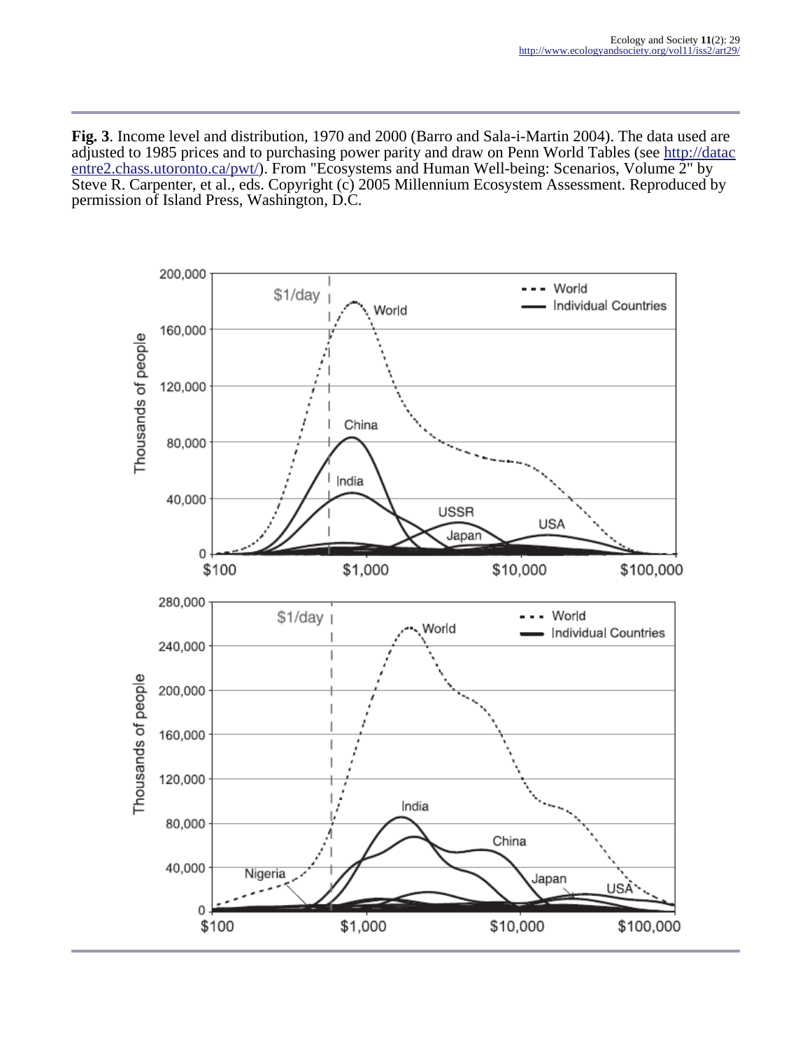**Fig. 3**. Income level and distribution, 1970 and 2000 (Barro and Sala-i-Martin 2004). The data used are adjusted to 1985 prices and to purchasing power parity and draw on Penn World Tables (see http://datacentre2.chass.utoronto.ca/pwt/). From "Ecosystems and Human Well-being: Scenarios, Volume 2" by Steve R. Carpenter, et al., eds. Copyright (c) 2005 Millennium Ecosystem Assessment. Reproduced by permission of Island Press, Washington, D.C.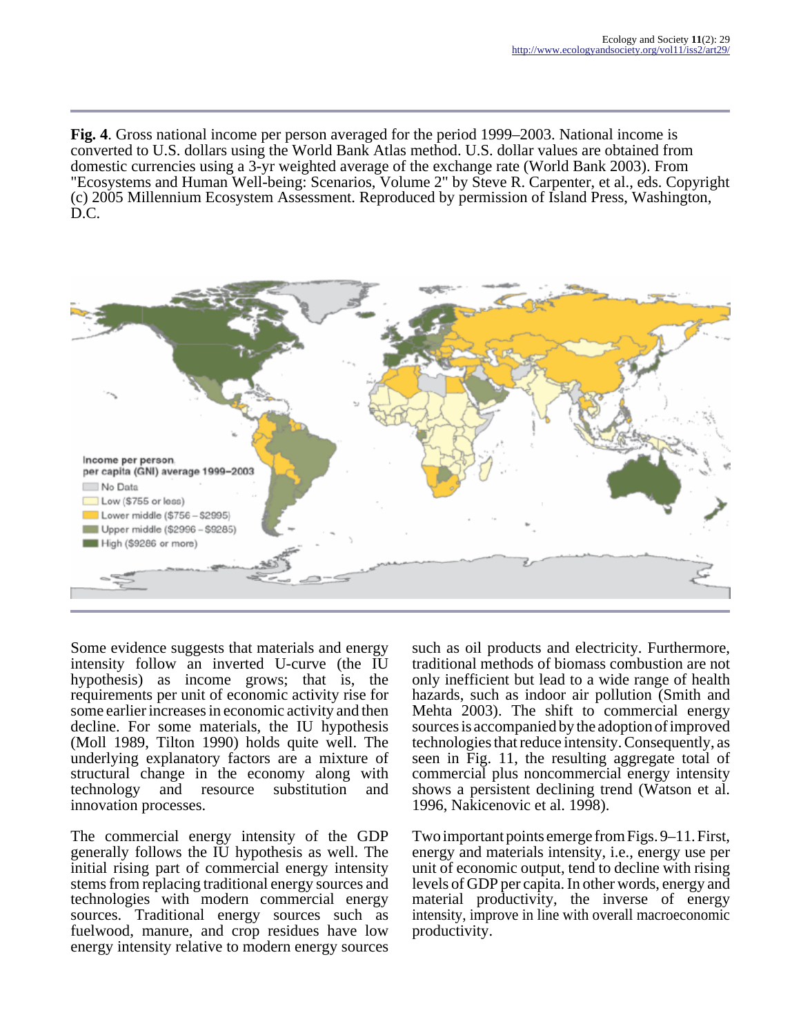**Fig. 4**. Gross national income per person averaged for the period 1999–2003. National income is converted to U.S. dollars using the World Bank Atlas method. U.S. dollar values are obtained from domestic currencies using a 3-yr weighted average of the exchange rate (World Bank 2003). From "Ecosystems and Human Well-being: Scenarios, Volume 2" by Steve R. Carpenter, et al., eds. Copyright (c) 2005 Millennium Ecosystem Assessment. Reproduced by permission of Island Press, Washington, D.C.

Some evidence suggests that materials and energy intensity follow an inverted U-curve (the IU hypothesis) as income grows; that is, the requirements per unit of economic activity rise for some earlier increases in economic activity and then decline. For some materials, the IU hypothesis (Moll 1989, Tilton 1990) holds quite well. The underlying explanatory factors are a mixture of structural change in the economy along with technology and resource substitution and innovation processes.

The commercial energy intensity of the GDP generally follows the IU hypothesis as well. The initial rising part of commercial energy intensity stems from replacing traditional energy sources and technologies with modern commercial energy sources. Traditional energy sources such as fuelwood, manure, and crop residues have low energy intensity relative to modern energy sources such as oil products and electricity. Furthermore, traditional methods of biomass combustion are not only inefficient but lead to a wide range of health hazards, such as indoor air pollution (Smith and Mehta 2003). The shift to commercial energy sources is accompanied by the adoption of improved technologies that reduce intensity. Consequently, as seen in Fig. 11, the resulting aggregate total of commercial plus noncommercial energy intensity shows a persistent declining trend (Watson et al. 1996, Nakicenovic et al. 1998).

Two important points emerge from Figs. 9–11. First, energy and materials intensity, i.e., energy use per unit of economic output, tend to decline with rising levels of GDP per capita. In other words, energy and material productivity, the inverse of energy intensity, improve in line with overall macroeconomic productivity.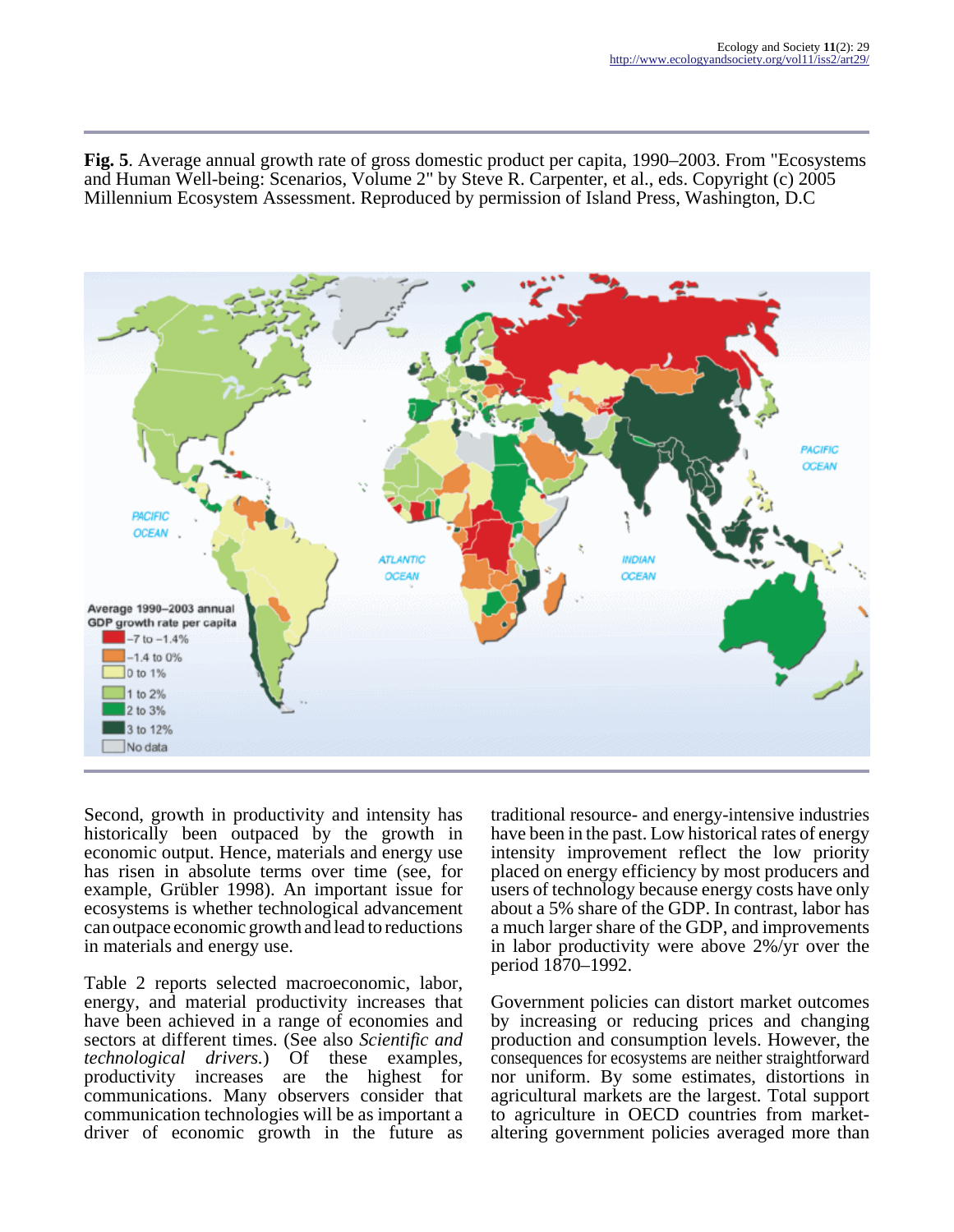**Fig. 5**. Average annual growth rate of gross domestic product per capita, 1990–2003. From "Ecosystems and Human Well-being: Scenarios, Volume 2" by Steve R. Carpenter, et al., eds. Copyright (c) 2005 Millennium Ecosystem Assessment. Reproduced by permission of Island Press, Washington, D.C

Second, growth in productivity and intensity has historically been outpaced by the growth in economic output. Hence, materials and energy use has risen in absolute terms over time (see, for example, Grübler 1998). An important issue for ecosystems is whether technological advancement can outpace economic growth and lead to reductions in materials and energy use.

Table 2 reports selected macroeconomic, labor, energy, and material productivity increases that have been achieved in a range of economies and sectors at different times. (See also *Scientific and technological drivers.*) Of these examples, productivity increases are the highest for communications. Many observers consider that communication technologies will be as important a driver of economic growth in the future as traditional resource- and energy-intensive industries have been in the past. Low historical rates of energy intensity improvement reflect the low priority placed on energy efficiency by most producers and users of technology because energy costs have only about a 5% share of the GDP. In contrast, labor has a much larger share of the GDP, and improvements in labor productivity were above 2%/yr over the period 1870–1992.

Government policies can distort market outcomes by increasing or reducing prices and changing production and consumption levels. However, the consequences for ecosystems are neither straightforward nor uniform. By some estimates, distortions in agricultural markets are the largest. Total support to agriculture in OECD countries from market-altering government policies averaged more than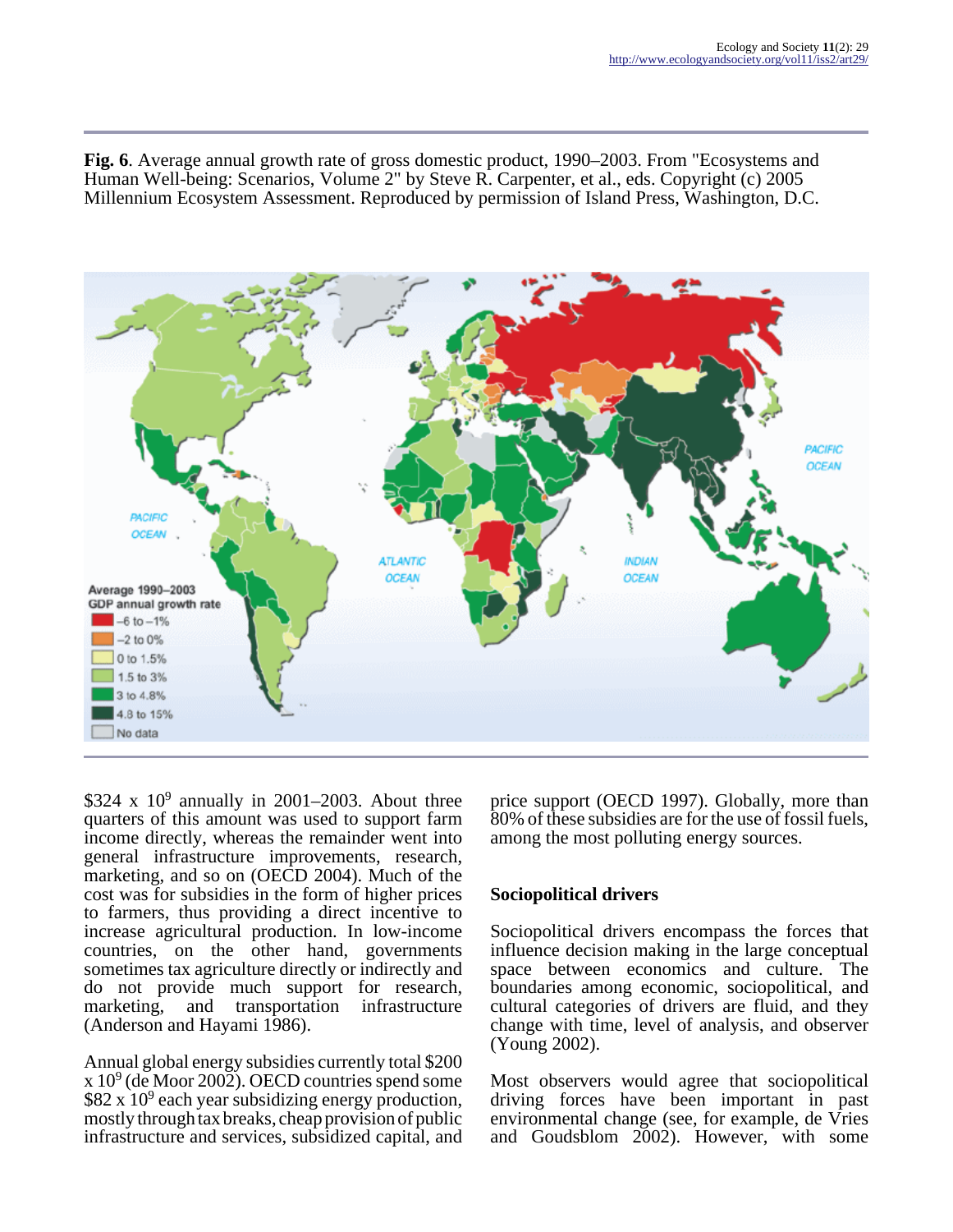**Fig. 6**. Average annual growth rate of gross domestic product, 1990–2003. From "Ecosystems and Human Well-being: Scenarios, Volume 2" by Steve R. Carpenter, et al., eds. Copyright (c) 2005 Millennium Ecosystem Assessment. Reproduced by permission of Island Press, Washington, D.C.

$324 x $10^9$ annually in 2001–2003. About three quarters of this amount was used to support farm income directly, whereas the remainder went into general infrastructure improvements, research, marketing, and so on (OECD 2004). Much of the cost was for subsidies in the form of higher prices to farmers, thus providing a direct incentive to increase agricultural production. In low-income countries, on the other hand, governments sometimes tax agriculture directly or indirectly and do not provide much support for research, marketing, and transportation infrastructure (Anderson and Hayami 1986).

Annual global energy subsidies currently total $200 x $10^9$ (de Moor 2002). OECD countries spend some $82 x $10^9$ each year subsidizing energy production, mostly through tax breaks, cheap provision of public infrastructure and services, subsidized capital, and price support (OECD 1997). Globally, more than 80% of these subsidies are for the use of fossil fuels, among the most polluting energy sources.

## Sociopolitical drivers

Sociopolitical drivers encompass the forces that influence decision making in the large conceptual space between economics and culture. The boundaries among economic, sociopolitical, and cultural categories of drivers are fluid, and they change with time, level of analysis, and observer (Young 2002).

Most observers would agree that sociopolitical driving forces have been important in past environmental change (see, for example, de Vries and Goudsblom 2002). However, with some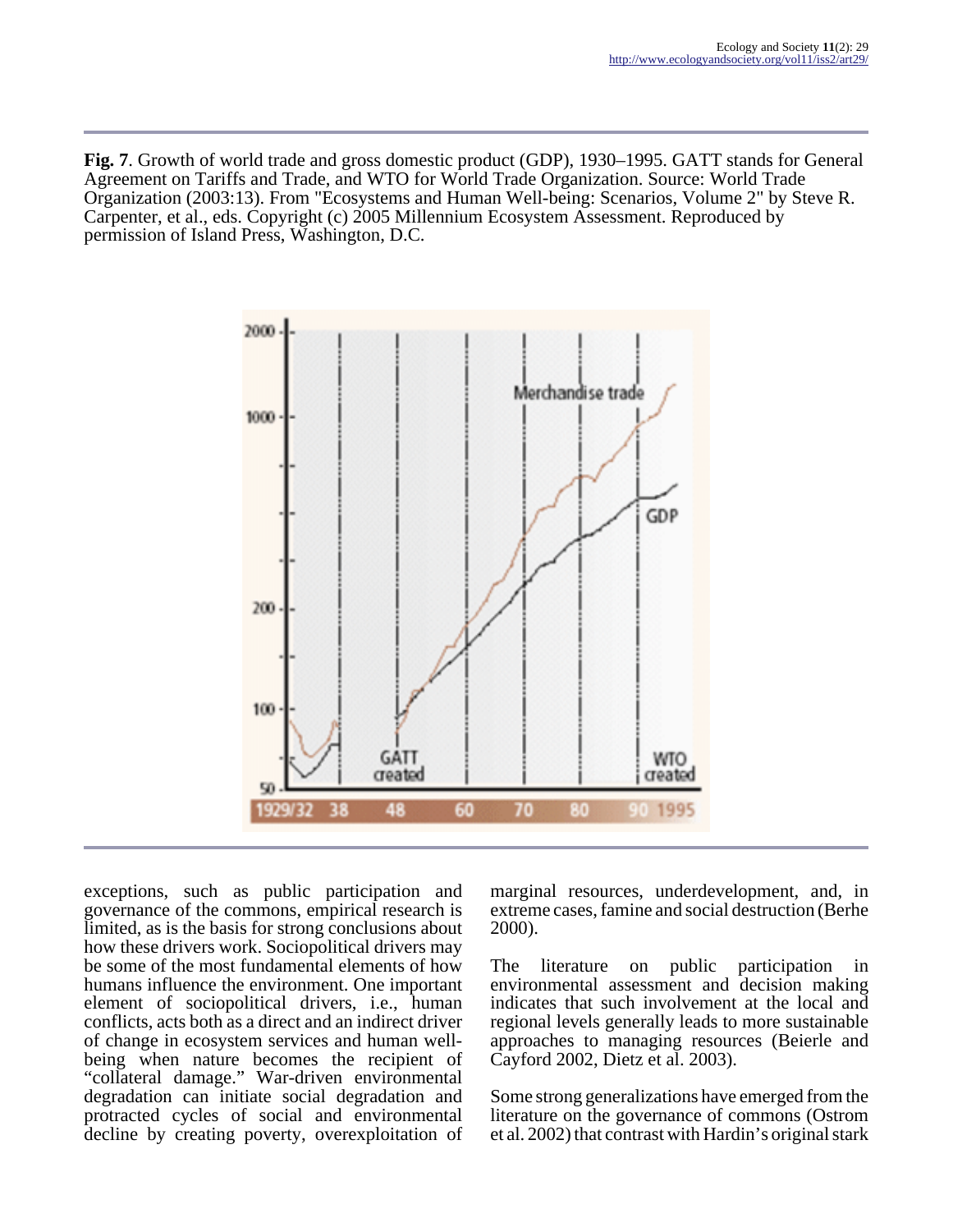**Fig. 7**. Growth of world trade and gross domestic product (GDP), 1930–1995. GATT stands for General Agreement on Tariffs and Trade, and WTO for World Trade Organization. Source: World Trade Organization (2003:13). From "Ecosystems and Human Well-being: Scenarios, Volume 2" by Steve R. Carpenter, et al., eds. Copyright (c) 2005 Millennium Ecosystem Assessment. Reproduced by permission of Island Press, Washington, D.C.

exceptions, such as public participation and governance of the commons, empirical research is limited, as is the basis for strong conclusions about how these drivers work. Sociopolitical drivers may be some of the most fundamental elements of how humans influence the environment. One important element of sociopolitical drivers, i.e., human conflicts, acts both as a direct and an indirect driver of change in ecosystem services and human well-being when nature becomes the recipient of "collateral damage." War-driven environmental degradation can initiate social degradation and protracted cycles of social and environmental decline by creating poverty, overexploitation of marginal resources, underdevelopment, and, in extreme cases, famine and social destruction (Berhe 2000).

The literature on public participation in environmental assessment and decision making indicates that such involvement at the local and regional levels generally leads to more sustainable approaches to managing resources (Beierle and Cayford 2002, Dietz et al. 2003).

Some strong generalizations have emerged from the literature on the governance of commons (Ostrom et al. 2002) that contrast with Hardin's original stark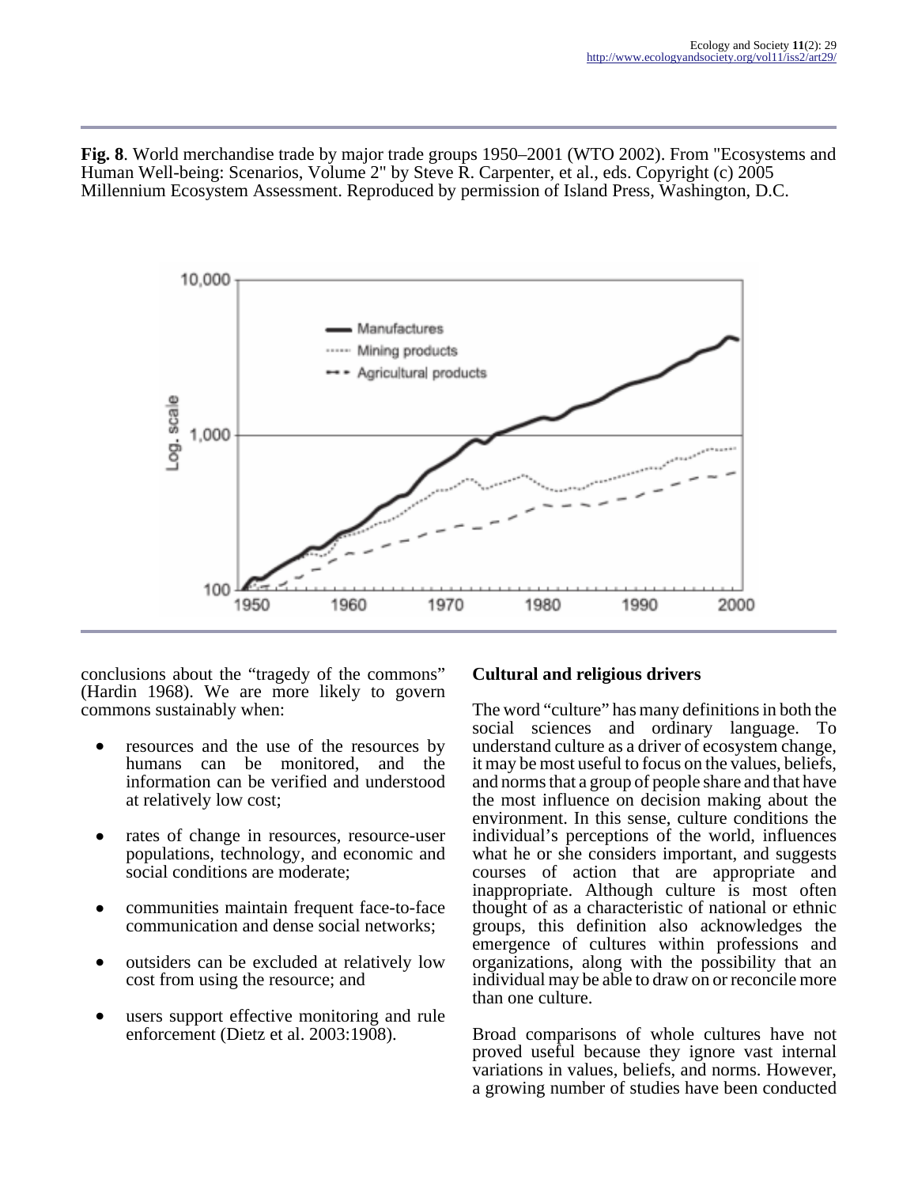**Fig. 8**. World merchandise trade by major trade groups 1950–2001 (WTO 2002). From "Ecosystems and Human Well-being: Scenarios, Volume 2" by Steve R. Carpenter, et al., eds. Copyright (c) 2005 Millennium Ecosystem Assessment. Reproduced by permission of Island Press, Washington, D.C.

conclusions about the “tragedy of the commons” (Hardin 1968). We are more likely to govern commons sustainably when:

- resources and the use of the resources by humans can be monitored, and the information can be verified and understood at relatively low cost;
- rates of change in resources, resource-user populations, technology, and economic and social conditions are moderate;
- communities maintain frequent face-to-face communication and dense social networks;
- outsiders can be excluded at relatively low cost from using the resource; and
- users support effective monitoring and rule enforcement (Dietz et al. 2003:1908).

### Cultural and religious drivers

The word “culture” has many definitions in both the social sciences and ordinary language. To understand culture as a driver of ecosystem change, it may be most useful to focus on the values, beliefs, and norms that a group of people share and that have the most influence on decision making about the environment. In this sense, culture conditions the individual’s perceptions of the world, influences what he or she considers important, and suggests courses of action that are appropriate and inappropriate. Although culture is most often thought of as a characteristic of national or ethnic groups, this definition also acknowledges the emergence of cultures within professions and organizations, along with the possibility that an individual may be able to draw on or reconcile more than one culture.

Broad comparisons of whole cultures have not proved useful because they ignore vast internal variations in values, beliefs, and norms. However, a growing number of studies have been conducted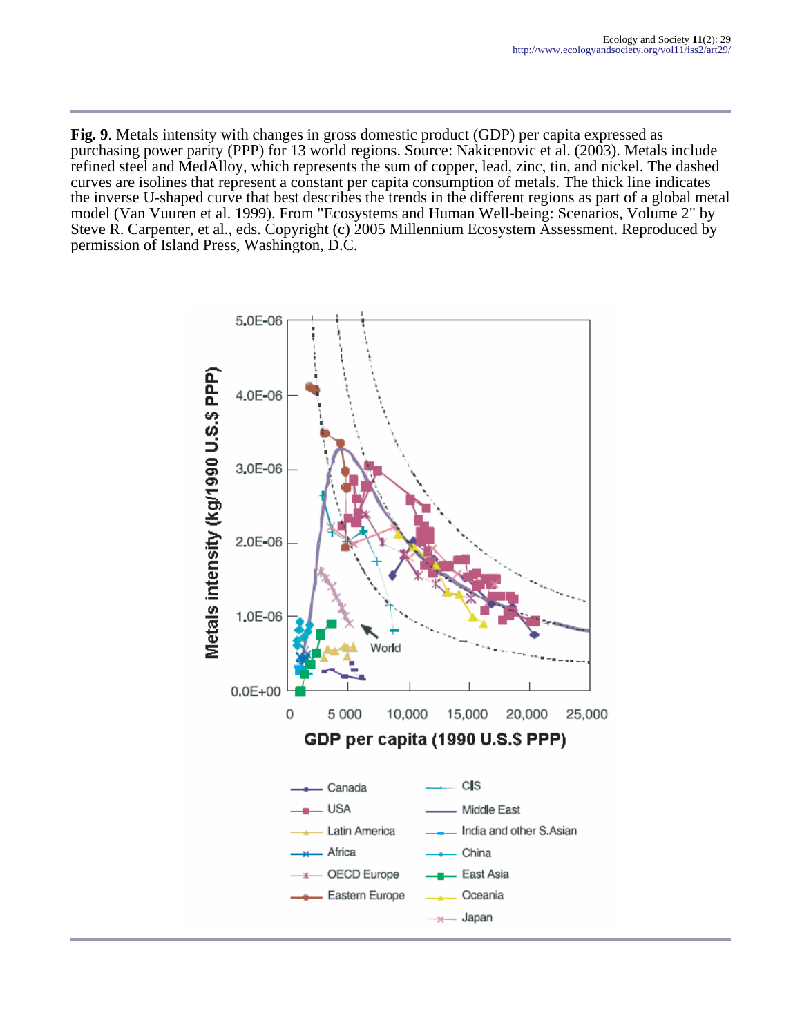**Fig. 9**. Metals intensity with changes in gross domestic product (GDP) per capita expressed as purchasing power parity (PPP) for 13 world regions. Source: Nakicenovic et al. (2003). Metals include refined steel and MedAlloy, which represents the sum of copper, lead, zinc, tin, and nickel. The dashed curves are isolines that represent a constant per capita consumption of metals. The thick line indicates the inverse U-shaped curve that best describes the trends in the different regions as part of a global metal model (Van Vuuren et al. 1999). From "Ecosystems and Human Well-being: Scenarios, Volume 2" by Steve R. Carpenter, et al., eds. Copyright (c) 2005 Millennium Ecosystem Assessment. Reproduced by permission of Island Press, Washington, D.C.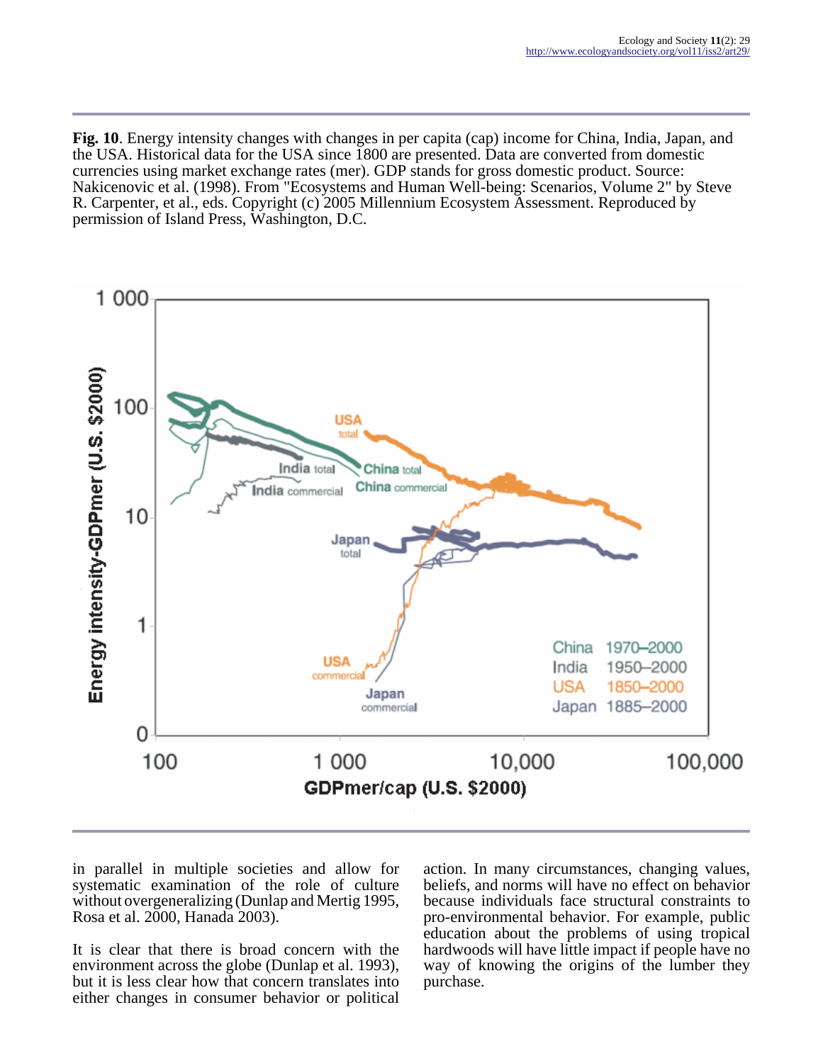**Fig. 10**. Energy intensity changes with changes in per capita (cap) income for China, India, Japan, and the USA. Historical data for the USA since 1800 are presented. Data are converted from domestic currencies using market exchange rates (mer). GDP stands for gross domestic product. Source: Nakicenovic et al. (1998). From "Ecosystems and Human Well-being: Scenarios, Volume 2" by Steve R. Carpenter, et al., eds. Copyright (c) 2005 Millennium Ecosystem Assessment. Reproduced by permission of Island Press, Washington, D.C.

in parallel in multiple societies and allow for systematic examination of the role of culture without overgeneralizing (Dunlap and Mertig 1995, Rosa et al. 2000, Hanada 2003).

It is clear that there is broad concern with the environment across the globe (Dunlap et al. 1993), but it is less clear how that concern translates into either changes in consumer behavior or political action. In many circumstances, changing values, beliefs, and norms will have no effect on behavior because individuals face structural constraints to pro-environmental behavior. For example, public education about the problems of using tropical hardwoods will have little impact if people have no way of knowing the origins of the lumber they purchase.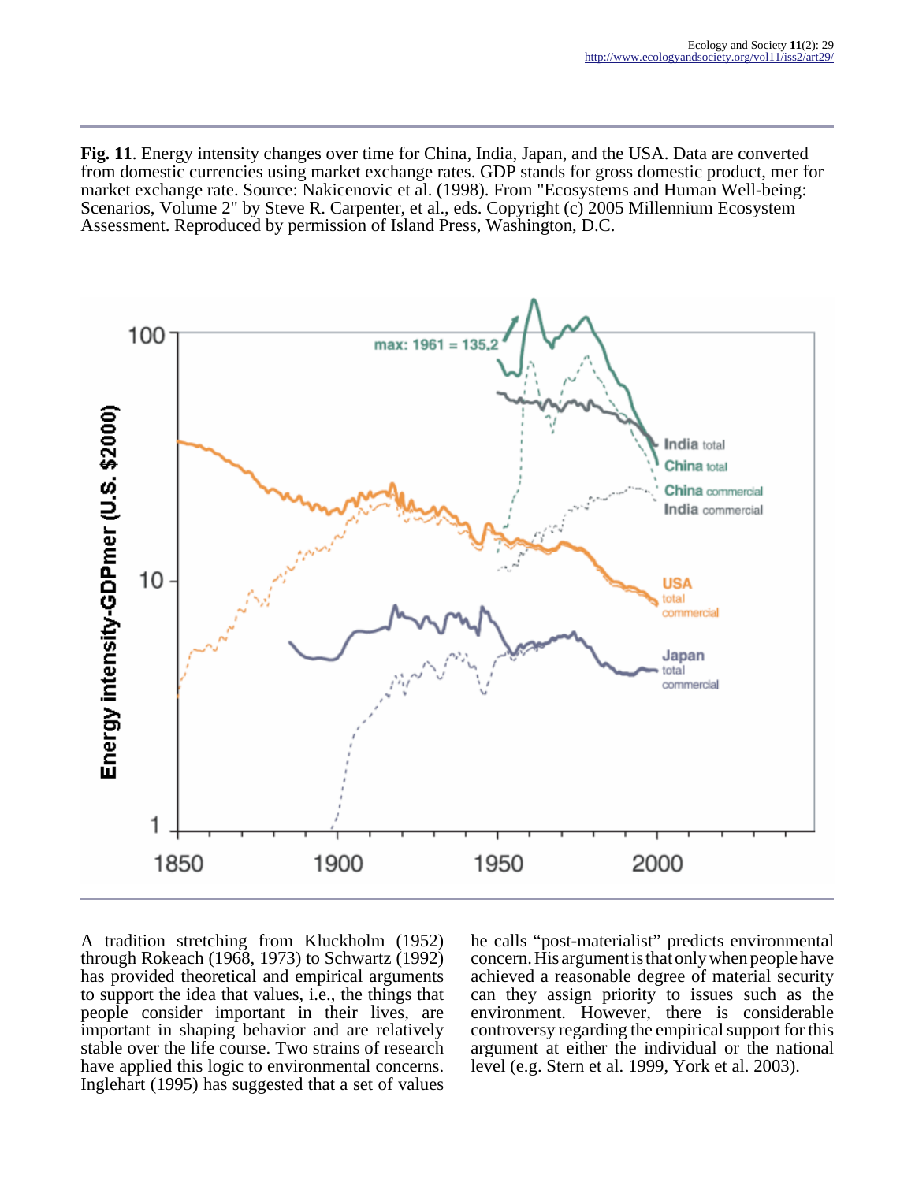**Fig. 11**. Energy intensity changes over time for China, India, Japan, and the USA. Data are converted from domestic currencies using market exchange rates. GDP stands for gross domestic product, mer for market exchange rate. Source: Nakicenovic et al. (1998). From "Ecosystems and Human Well-being: Scenarios, Volume 2" by Steve R. Carpenter, et al., eds. Copyright (c) 2005 Millennium Ecosystem Assessment. Reproduced by permission of Island Press, Washington, D.C.

A tradition stretching from Kluckholm (1952) through Rokeach (1968, 1973) to Schwartz (1992) has provided theoretical and empirical arguments to support the idea that values, i.e., the things that people consider important in their lives, are important in shaping behavior and are relatively stable over the life course. Two strains of research have applied this logic to environmental concerns. Inglehart (1995) has suggested that a set of values he calls "post-materialist" predicts environmental concern. His argument is that only when people have achieved a reasonable degree of material security can they assign priority to issues such as the environment. However, there is considerable controversy regarding the empirical support for this argument at either the individual or the national level (e.g. Stern et al. 1999, York et al. 2003).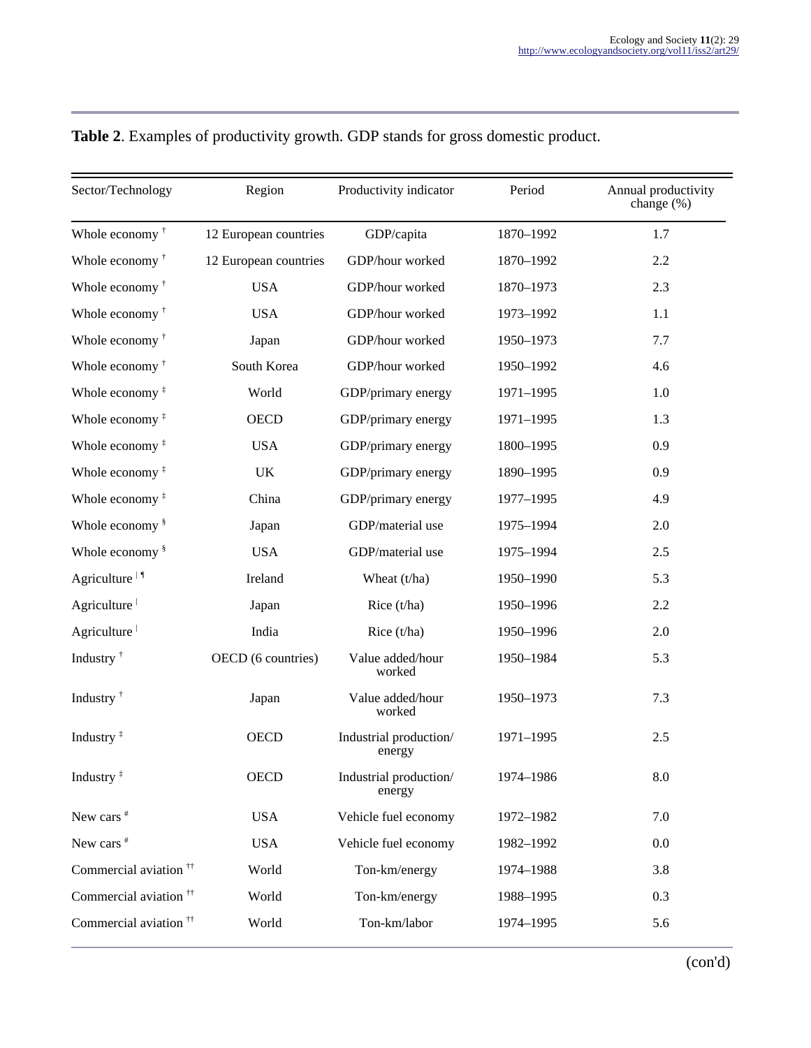**Table 2**. Examples of productivity growth. GDP stands for gross domestic product.

| Sector/Technology | Region | Productivity indicator | Period | Annual productivity change (%) |
|---|---|---|---|---|
| Whole economy † | 12 European countries | GDP/capita | 1870–1992 | 1.7 |
| Whole economy † | 12 European countries | GDP/hour worked | 1870–1992 | 2.2 |
| Whole economy † | USA | GDP/hour worked | 1870–1973 | 2.3 |
| Whole economy † | USA | GDP/hour worked | 1973–1992 | 1.1 |
| Whole economy † | Japan | GDP/hour worked | 1950–1973 | 7.7 |
| Whole economy † | South Korea | GDP/hour worked | 1950–1992 | 4.6 |
| Whole economy ‡ | World | GDP/primary energy | 1971–1995 | 1.0 |
| Whole economy ‡ | OECD | GDP/primary energy | 1971–1995 | 1.3 |
| Whole economy ‡ | USA | GDP/primary energy | 1800–1995 | 0.9 |
| Whole economy ‡ | UK | GDP/primary energy | 1890–1995 | 0.9 |
| Whole economy ‡ | China | GDP/primary energy | 1977–1995 | 4.9 |
| Whole economy § | Japan | GDP/material use | 1975–1994 | 2.0 |
| Whole economy § | USA | GDP/material use | 1975–1994 | 2.5 |
| Agriculture \| ¶ | Ireland | Wheat (t/ha) | 1950–1990 | 5.3 |
| Agriculture \| | Japan | Rice (t/ha) | 1950–1996 | 2.2 |
| Agriculture \| | India | Rice (t/ha) | 1950–1996 | 2.0 |
| Industry † | OECD (6 countries) | Value added/hour worked | 1950–1984 | 5.3 |
| Industry † | Japan | Value added/hour worked | 1950–1973 | 7.3 |
| Industry ‡ | OECD | Industrial production/ energy | 1971–1995 | 2.5 |
| Industry ‡ | OECD | Industrial production/ energy | 1974–1986 | 8.0 |
| New cars # | USA | Vehicle fuel economy | 1972–1982 | 7.0 |
| New cars # | USA | Vehicle fuel economy | 1982–1992 | 0.0 |
| Commercial aviation †† | World | Ton-km/energy | 1974–1988 | 3.8 |
| Commercial aviation †† | World | Ton-km/energy | 1988–1995 | 0.3 |
| Commercial aviation †† | World | Ton-km/labor | 1974–1995 | 5.6 |

(con'd)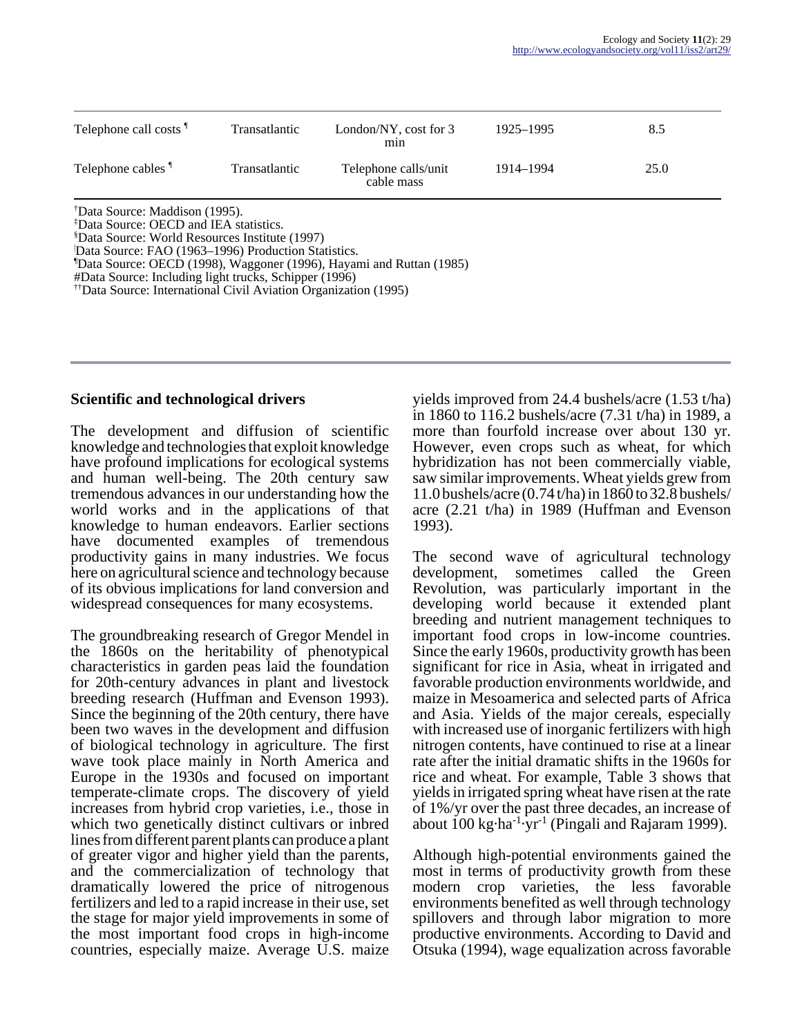| | | | | |
|---|---|---|---|---|
| Telephone call costs ¶ | Transatlantic | London/NY, cost for 3 min | 1925–1995 | 8.5 |
| Telephone cables ¶ | Transatlantic | Telephone calls/unit cable mass | 1914–1994 | 25.0 |

†Data Source: Maddison (1995).
‡Data Source: OECD and IEA statistics.
§Data Source: World Resources Institute (1997)
|Data Source: FAO (1963–1996) Production Statistics.
¶Data Source: OECD (1998), Waggoner (1996), Hayami and Ruttan (1985)
#Data Source: Including light trucks, Schipper (1996)
††Data Source: International Civil Aviation Organization (1995)

### Scientific and technological drivers

The development and diffusion of scientific knowledge and technologies that exploit knowledge have profound implications for ecological systems and human well-being. The 20th century saw tremendous advances in our understanding how the world works and in the applications of that knowledge to human endeavors. Earlier sections have documented examples of tremendous productivity gains in many industries. We focus here on agricultural science and technology because of its obvious implications for land conversion and widespread consequences for many ecosystems.

The groundbreaking research of Gregor Mendel in the 1860s on the heritability of phenotypical characteristics in garden peas laid the foundation for 20th-century advances in plant and livestock breeding research (Huffman and Evenson 1993). Since the beginning of the 20th century, there have been two waves in the development and diffusion of biological technology in agriculture. The first wave took place mainly in North America and Europe in the 1930s and focused on important temperate-climate crops. The discovery of yield increases from hybrid crop varieties, i.e., those in which two genetically distinct cultivars or inbred lines from different parent plants can produce a plant of greater vigor and higher yield than the parents, and the commercialization of technology that dramatically lowered the price of nitrogenous fertilizers and led to a rapid increase in their use, set the stage for major yield improvements in some of the most important food crops in high-income countries, especially maize. Average U.S. maize yields improved from 24.4 bushels/acre (1.53 t/ha) in 1860 to 116.2 bushels/acre (7.31 t/ha) in 1989, a more than fourfold increase over about 130 yr. However, even crops such as wheat, for which hybridization has not been commercially viable, saw similar improvements. Wheat yields grew from 11.0 bushels/acre (0.74 t/ha) in 1860 to 32.8 bushels/acre (2.21 t/ha) in 1989 (Huffman and Evenson 1993).

The second wave of agricultural technology development, sometimes called the Green Revolution, was particularly important in the developing world because it extended plant breeding and nutrient management techniques to important food crops in low-income countries. Since the early 1960s, productivity growth has been significant for rice in Asia, wheat in irrigated and favorable production environments worldwide, and maize in Mesoamerica and selected parts of Africa and Asia. Yields of the major cereals, especially with increased use of inorganic fertilizers with high nitrogen contents, have continued to rise at a linear rate after the initial dramatic shifts in the 1960s for rice and wheat. For example, Table 3 shows that yields in irrigated spring wheat have risen at the rate of 1%/yr over the past three decades, an increase of about 100 $kg \cdot ha^{-1} \cdot yr^{-1}$ (Pingali and Rajaram 1999).

Although high-potential environments gained the most in terms of productivity growth from these modern crop varieties, the less favorable environments benefited as well through technology spillovers and through labor migration to more productive environments. According to David and Otsuka (1994), wage equalization across favorable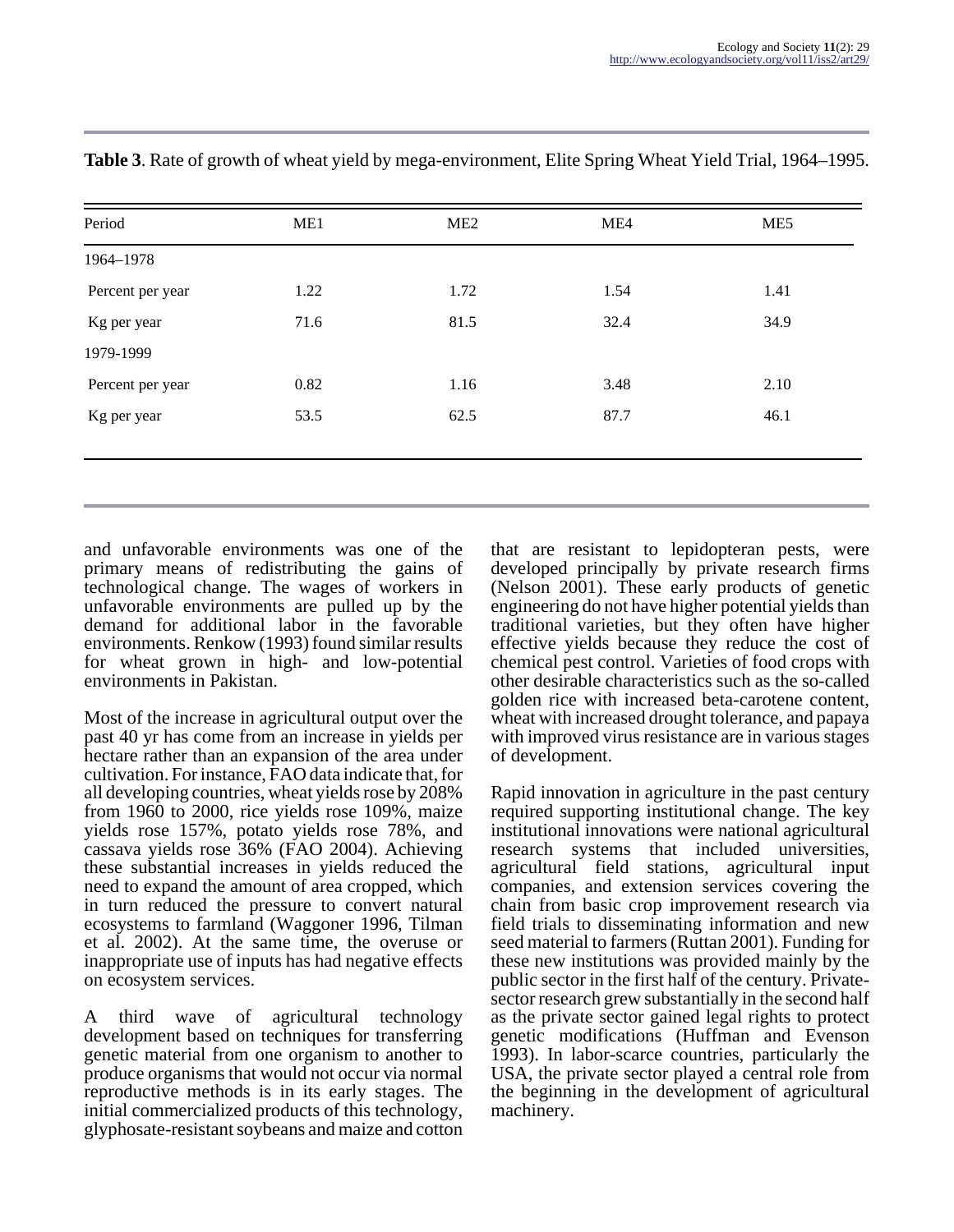**Table 3**. Rate of growth of wheat yield by mega-environment, Elite Spring Wheat Yield Trial, 1964–1995.

| Period | ME1 | ME2 | ME4 | ME5 |
|---|---|---|---|---|
| 1964–1978 | | | | |
| Percent per year | 1.22 | 1.72 | 1.54 | 1.41 |
| Kg per year | 71.6 | 81.5 | 32.4 | 34.9 |
| 1979-1999 | | | | |
| Percent per year | 0.82 | 1.16 | 3.48 | 2.10 |
| Kg per year | 53.5 | 62.5 | 87.7 | 46.1 |

and unfavorable environments was one of the primary means of redistributing the gains of technological change. The wages of workers in unfavorable environments are pulled up by the demand for additional labor in the favorable environments. Renkow (1993) found similar results for wheat grown in high- and low-potential environments in Pakistan.

Most of the increase in agricultural output over the past 40 yr has come from an increase in yields per hectare rather than an expansion of the area under cultivation. For instance, FAO data indicate that, for all developing countries, wheat yields rose by 208% from 1960 to 2000, rice yields rose 109%, maize yields rose 157%, potato yields rose 78%, and cassava yields rose 36% (FAO 2004). Achieving these substantial increases in yields reduced the need to expand the amount of area cropped, which in turn reduced the pressure to convert natural ecosystems to farmland (Waggoner 1996, Tilman et al. 2002). At the same time, the overuse or inappropriate use of inputs has had negative effects on ecosystem services.

A third wave of agricultural technology development based on techniques for transferring genetic material from one organism to another to produce organisms that would not occur via normal reproductive methods is in its early stages. The initial commercialized products of this technology, glyphosate-resistant soybeans and maize and cotton that are resistant to lepidopteran pests, were developed principally by private research firms (Nelson 2001). These early products of genetic engineering do not have higher potential yields than traditional varieties, but they often have higher effective yields because they reduce the cost of chemical pest control. Varieties of food crops with other desirable characteristics such as the so-called golden rice with increased beta-carotene content, wheat with increased drought tolerance, and papaya with improved virus resistance are in various stages of development.

Rapid innovation in agriculture in the past century required supporting institutional change. The key institutional innovations were national agricultural research systems that included universities, agricultural field stations, agricultural input companies, and extension services covering the chain from basic crop improvement research via field trials to disseminating information and new seed material to farmers (Ruttan 2001). Funding for these new institutions was provided mainly by the public sector in the first half of the century. Private-sector research grew substantially in the second half as the private sector gained legal rights to protect genetic modifications (Huffman and Evenson 1993). In labor-scarce countries, particularly the USA, the private sector played a central role from the beginning in the development of agricultural machinery.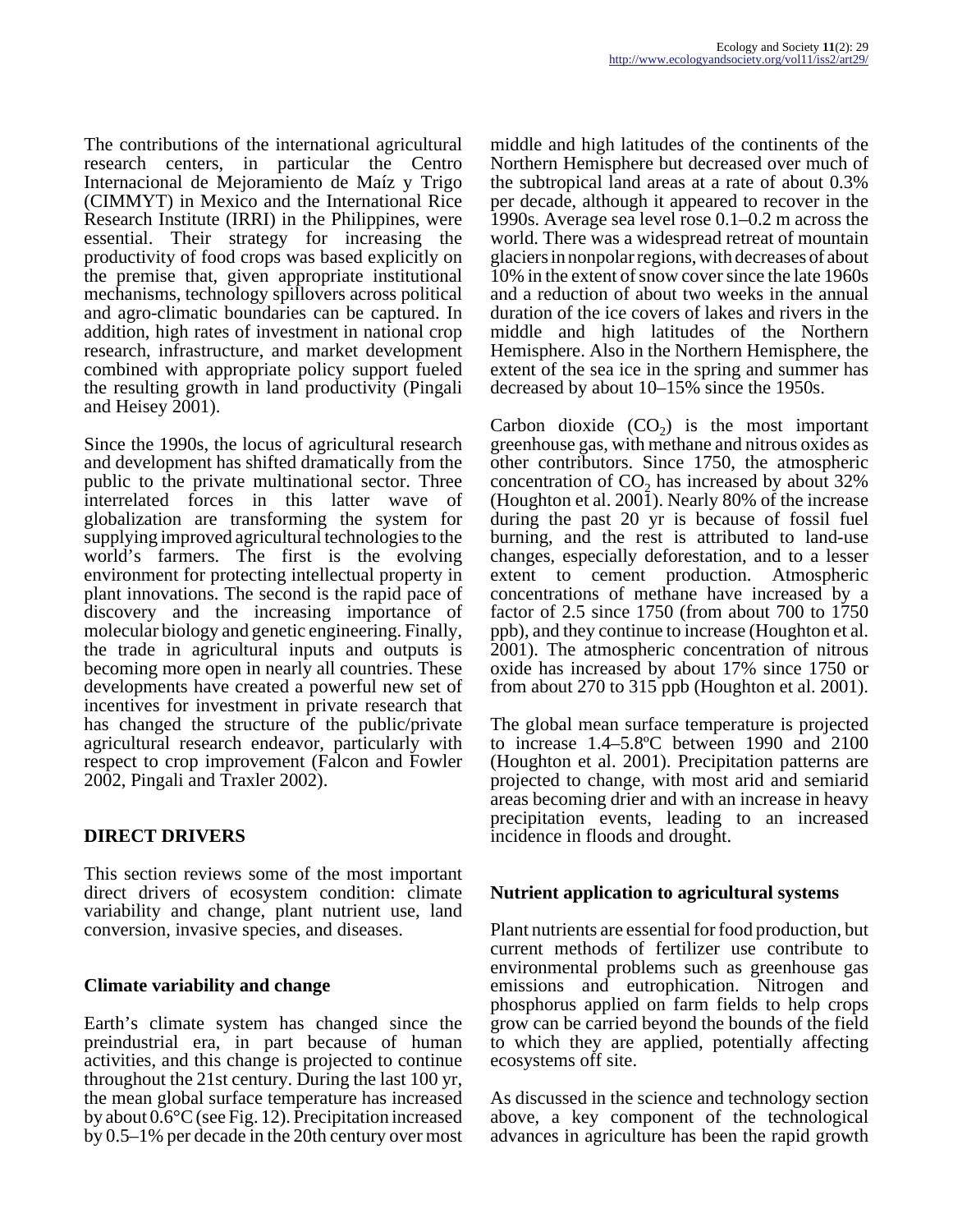The contributions of the international agricultural research centers, in particular the Centro Internacional de Mejoramiento de Maíz y Trigo (CIMMYT) in Mexico and the International Rice Research Institute (IRRI) in the Philippines, were essential. Their strategy for increasing the productivity of food crops was based explicitly on the premise that, given appropriate institutional mechanisms, technology spillovers across political and agro-climatic boundaries can be captured. In addition, high rates of investment in national crop research, infrastructure, and market development combined with appropriate policy support fueled the resulting growth in land productivity (Pingali and Heisey 2001).

Since the 1990s, the locus of agricultural research and development has shifted dramatically from the public to the private multinational sector. Three interrelated forces in this latter wave of globalization are transforming the system for supplying improved agricultural technologies to the world's farmers. The first is the evolving environment for protecting intellectual property in plant innovations. The second is the rapid pace of discovery and the increasing importance of molecular biology and genetic engineering. Finally, the trade in agricultural inputs and outputs is becoming more open in nearly all countries. These developments have created a powerful new set of incentives for investment in private research that has changed the structure of the public/private agricultural research endeavor, particularly with respect to crop improvement (Falcon and Fowler 2002, Pingali and Traxler 2002).

## DIRECT DRIVERS

This section reviews some of the most important direct drivers of ecosystem condition: climate variability and change, plant nutrient use, land conversion, invasive species, and diseases.

### Climate variability and change

Earth's climate system has changed since the preindustrial era, in part because of human activities, and this change is projected to continue throughout the 21st century. During the last 100 yr, the mean global surface temperature has increased by about 0.6°C (see Fig. 12). Precipitation increased by 0.5–1% per decade in the 20th century over most middle and high latitudes of the continents of the Northern Hemisphere but decreased over much of the subtropical land areas at a rate of about 0.3% per decade, although it appeared to recover in the 1990s. Average sea level rose 0.1–0.2 m across the world. There was a widespread retreat of mountain glaciers in nonpolar regions, with decreases of about 10% in the extent of snow cover since the late 1960s and a reduction of about two weeks in the annual duration of the ice covers of lakes and rivers in the middle and high latitudes of the Northern Hemisphere. Also in the Northern Hemisphere, the extent of the sea ice in the spring and summer has decreased by about 10–15% since the 1950s.

Carbon dioxide ($CO_2$) is the most important greenhouse gas, with methane and nitrous oxides as other contributors. Since 1750, the atmospheric concentration of $CO_2$ has increased by about 32% (Houghton et al. 2001). Nearly 80% of the increase during the past 20 yr is because of fossil fuel burning, and the rest is attributed to land-use changes, especially deforestation, and to a lesser extent to cement production. Atmospheric concentrations of methane have increased by a factor of 2.5 since 1750 (from about 700 to 1750 ppb), and they continue to increase (Houghton et al. 2001). The atmospheric concentration of nitrous oxide has increased by about 17% since 1750 or from about 270 to 315 ppb (Houghton et al. 2001).

The global mean surface temperature is projected to increase 1.4–5.8ºC between 1990 and 2100 (Houghton et al. 2001). Precipitation patterns are projected to change, with most arid and semiarid areas becoming drier and with an increase in heavy precipitation events, leading to an increased incidence in floods and drought.

### Nutrient application to agricultural systems

Plant nutrients are essential for food production, but current methods of fertilizer use contribute to environmental problems such as greenhouse gas emissions and eutrophication. Nitrogen and phosphorus applied on farm fields to help crops grow can be carried beyond the bounds of the field to which they are applied, potentially affecting ecosystems off site.

As discussed in the science and technology section above, a key component of the technological advances in agriculture has been the rapid growth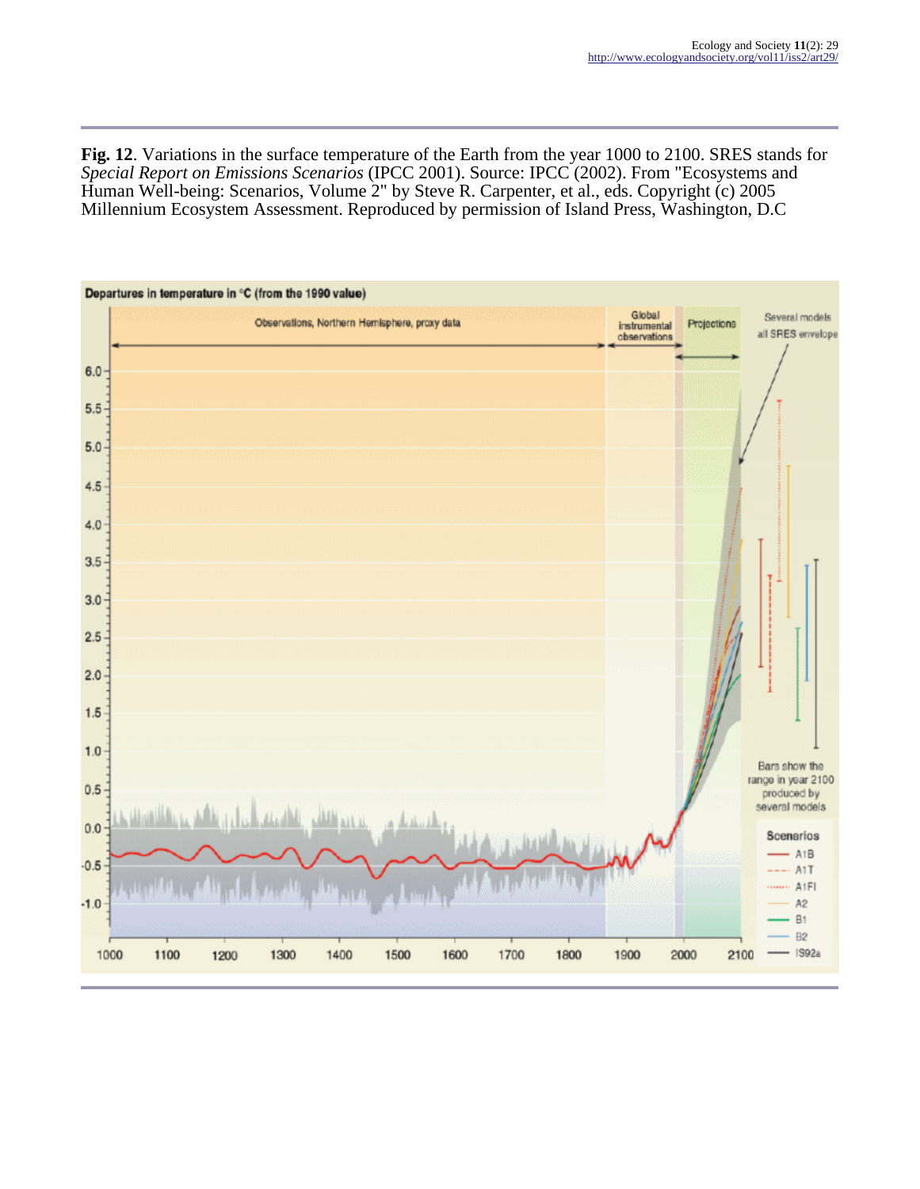**Fig. 12**. Variations in the surface temperature of the Earth from the year 1000 to 2100. SRES stands for *Special Report on Emissions Scenarios* (IPCC 2001). Source: IPCC (2002). From "Ecosystems and Human Well-being: Scenarios, Volume 2" by Steve R. Carpenter, et al., eds. Copyright (c) 2005 Millennium Ecosystem Assessment. Reproduced by permission of Island Press, Washington, D.C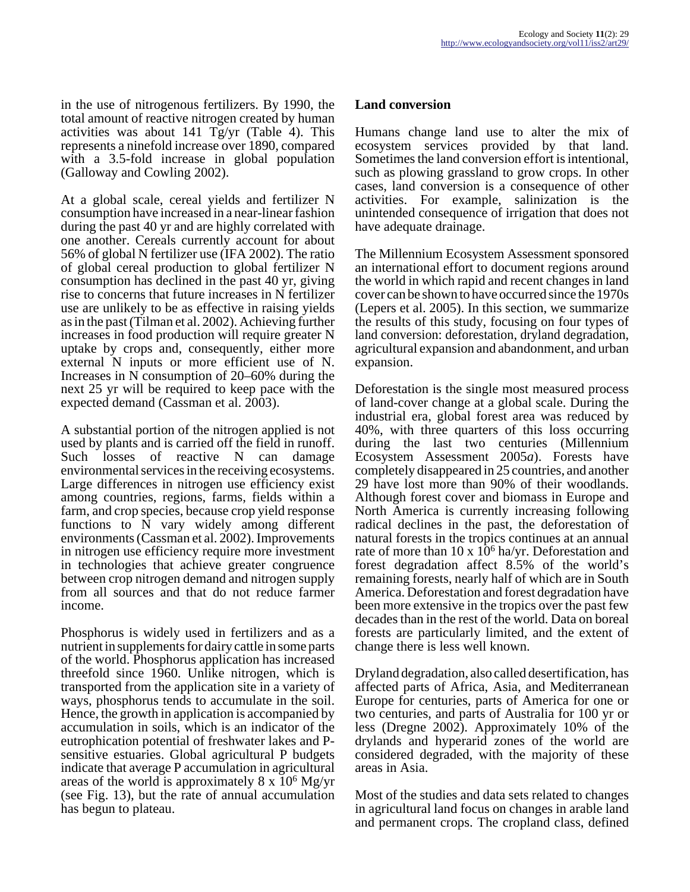in the use of nitrogenous fertilizers. By 1990, the total amount of reactive nitrogen created by human activities was about 141 Tg/yr (Table 4). This represents a ninefold increase over 1890, compared with a 3.5-fold increase in global population (Galloway and Cowling 2002).

At a global scale, cereal yields and fertilizer N consumption have increased in a near-linear fashion during the past 40 yr and are highly correlated with one another. Cereals currently account for about 56% of global N fertilizer use (IFA 2002). The ratio of global cereal production to global fertilizer N consumption has declined in the past 40 yr, giving rise to concerns that future increases in N fertilizer use are unlikely to be as effective in raising yields as in the past (Tilman et al. 2002). Achieving further increases in food production will require greater N uptake by crops and, consequently, either more external N inputs or more efficient use of N. Increases in N consumption of 20–60% during the next 25 yr will be required to keep pace with the expected demand (Cassman et al. 2003).

A substantial portion of the nitrogen applied is not used by plants and is carried off the field in runoff. Such losses of reactive N can damage environmental services in the receiving ecosystems. Large differences in nitrogen use efficiency exist among countries, regions, farms, fields within a farm, and crop species, because crop yield response functions to N vary widely among different environments (Cassman et al. 2002). Improvements in nitrogen use efficiency require more investment in technologies that achieve greater congruence between crop nitrogen demand and nitrogen supply from all sources and that do not reduce farmer income.

Phosphorus is widely used in fertilizers and as a nutrient in supplements for dairy cattle in some parts of the world. Phosphorus application has increased threefold since 1960. Unlike nitrogen, which is transported from the application site in a variety of ways, phosphorus tends to accumulate in the soil. Hence, the growth in application is accompanied by accumulation in soils, which is an indicator of the eutrophication potential of freshwater lakes and P-sensitive estuaries. Global agricultural P budgets indicate that average P accumulation in agricultural areas of the world is approximately $8 \times 10^6$ Mg/yr (see Fig. 13), but the rate of annual accumulation has begun to plateau.

## Land conversion

Humans change land use to alter the mix of ecosystem services provided by that land. Sometimes the land conversion effort is intentional, such as plowing grassland to grow crops. In other cases, land conversion is a consequence of other activities. For example, salinization is the unintended consequence of irrigation that does not have adequate drainage.

The Millennium Ecosystem Assessment sponsored an international effort to document regions around the world in which rapid and recent changes in land cover can be shown to have occurred since the 1970s (Lepers et al. 2005). In this section, we summarize the results of this study, focusing on four types of land conversion: deforestation, dryland degradation, agricultural expansion and abandonment, and urban expansion.

Deforestation is the single most measured process of land-cover change at a global scale. During the industrial era, global forest area was reduced by 40%, with three quarters of this loss occurring during the last two centuries (Millennium Ecosystem Assessment 2005*a*). Forests have completely disappeared in 25 countries, and another 29 have lost more than 90% of their woodlands. Although forest cover and biomass in Europe and North America is currently increasing following radical declines in the past, the deforestation of natural forests in the tropics continues at an annual rate of more than $10 \times 10^6$ ha/yr. Deforestation and forest degradation affect 8.5% of the world's remaining forests, nearly half of which are in South America. Deforestation and forest degradation have been more extensive in the tropics over the past few decades than in the rest of the world. Data on boreal forests are particularly limited, and the extent of change there is less well known.

Dryland degradation, also called desertification, has affected parts of Africa, Asia, and Mediterranean Europe for centuries, parts of America for one or two centuries, and parts of Australia for 100 yr or less (Dregne 2002). Approximately 10% of the drylands and hyperarid zones of the world are considered degraded, with the majority of these areas in Asia.

Most of the studies and data sets related to changes in agricultural land focus on changes in arable land and permanent crops. The cropland class, defined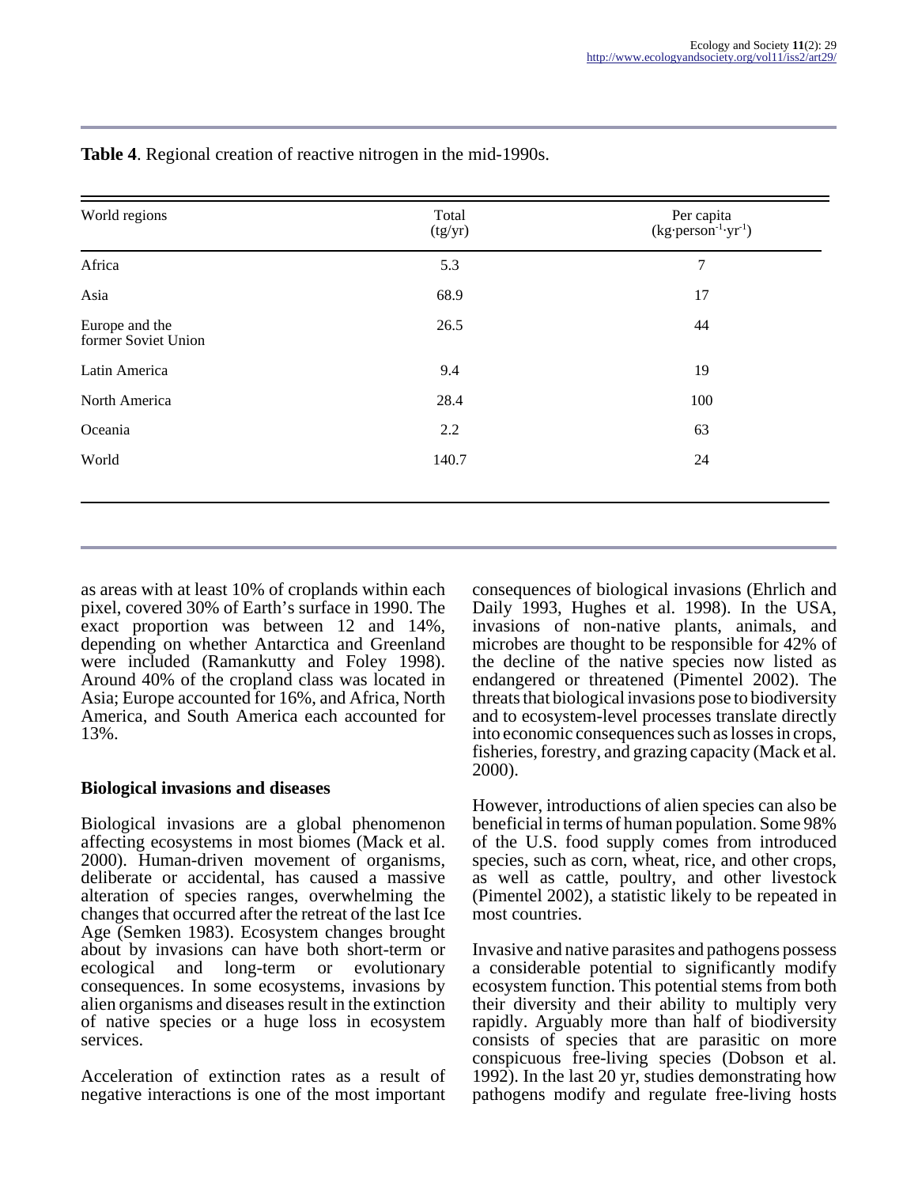**Table 4**. Regional creation of reactive nitrogen in the mid-1990s.

| World regions | Total (tg/yr) | Per capita ($kg \cdot person^{-1} \cdot yr^{-1}$) |
|---|---|---|
| Africa | 5.3 | 7 |
| Asia | 68.9 | 17 |
| Europe and the former Soviet Union | 26.5 | 44 |
| Latin America | 9.4 | 19 |
| North America | 28.4 | 100 |
| Oceania | 2.2 | 63 |
| World | 140.7 | 24 |

as areas with at least 10% of croplands within each pixel, covered 30% of Earth's surface in 1990. The exact proportion was between 12 and 14%, depending on whether Antarctica and Greenland were included (Ramankutty and Foley 1998). Around 40% of the cropland class was located in Asia; Europe accounted for 16%, and Africa, North America, and South America each accounted for 13%.

### Biological invasions and diseases

Biological invasions are a global phenomenon affecting ecosystems in most biomes (Mack et al. 2000). Human-driven movement of organisms, deliberate or accidental, has caused a massive alteration of species ranges, overwhelming the changes that occurred after the retreat of the last Ice Age (Semken 1983). Ecosystem changes brought about by invasions can have both short-term or ecological and long-term or evolutionary consequences. In some ecosystems, invasions by alien organisms and diseases result in the extinction of native species or a huge loss in ecosystem services.

Acceleration of extinction rates as a result of negative interactions is one of the most important consequences of biological invasions (Ehrlich and Daily 1993, Hughes et al. 1998). In the USA, invasions of non-native plants, animals, and microbes are thought to be responsible for 42% of the decline of the native species now listed as endangered or threatened (Pimentel 2002). The threats that biological invasions pose to biodiversity and to ecosystem-level processes translate directly into economic consequences such as losses in crops, fisheries, forestry, and grazing capacity (Mack et al. 2000).

However, introductions of alien species can also be beneficial in terms of human population. Some 98% of the U.S. food supply comes from introduced species, such as corn, wheat, rice, and other crops, as well as cattle, poultry, and other livestock (Pimentel 2002), a statistic likely to be repeated in most countries.

Invasive and native parasites and pathogens possess a considerable potential to significantly modify ecosystem function. This potential stems from both their diversity and their ability to multiply very rapidly. Arguably more than half of biodiversity consists of species that are parasitic on more conspicuous free-living species (Dobson et al. 1992). In the last 20 yr, studies demonstrating how pathogens modify and regulate free-living hosts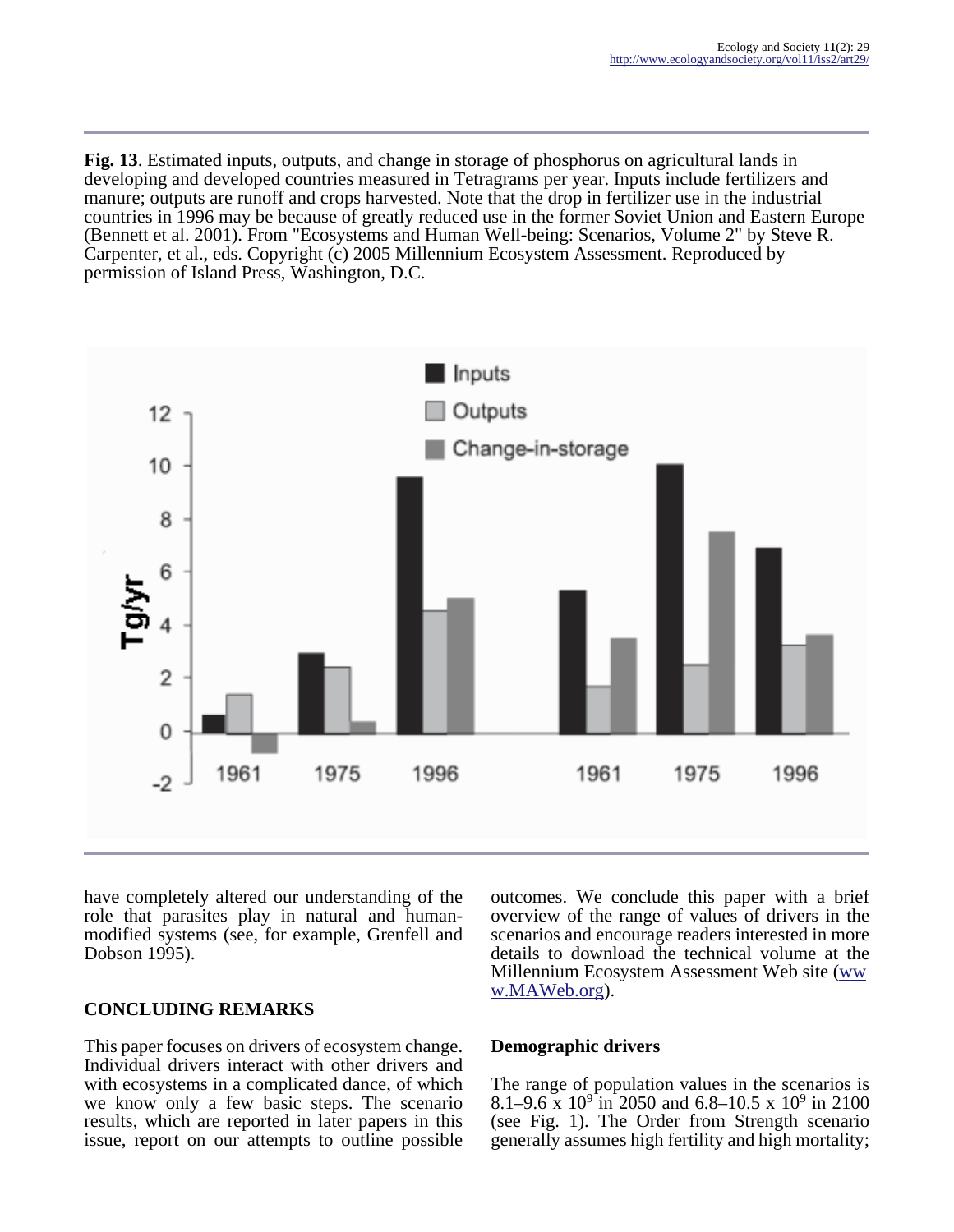**Fig. 13**. Estimated inputs, outputs, and change in storage of phosphorus on agricultural lands in developing and developed countries measured in Tetragrams per year. Inputs include fertilizers and manure; outputs are runoff and crops harvested. Note that the drop in fertilizer use in the industrial countries in 1996 may be because of greatly reduced use in the former Soviet Union and Eastern Europe (Bennett et al. 2001). From "Ecosystems and Human Well-being: Scenarios, Volume 2" by Steve R. Carpenter, et al., eds. Copyright (c) 2005 Millennium Ecosystem Assessment. Reproduced by permission of Island Press, Washington, D.C.

have completely altered our understanding of the role that parasites play in natural and human-modified systems (see, for example, Grenfell and Dobson 1995).

## CONCLUDING REMARKS

This paper focuses on drivers of ecosystem change. Individual drivers interact with other drivers and with ecosystems in a complicated dance, of which we know only a few basic steps. The scenario results, which are reported in later papers in this issue, report on our attempts to outline possible outcomes. We conclude this paper with a brief overview of the range of values of drivers in the scenarios and encourage readers interested in more details to download the technical volume at the Millennium Ecosystem Assessment Web site (www.MAWeb.org).

### Demographic drivers

The range of population values in the scenarios is 8.1–9.6 x $10^9$ in 2050 and 6.8–10.5 x $10^9$ in 2100 (see Fig. 1). The Order from Strength scenario generally assumes high fertility and high mortality;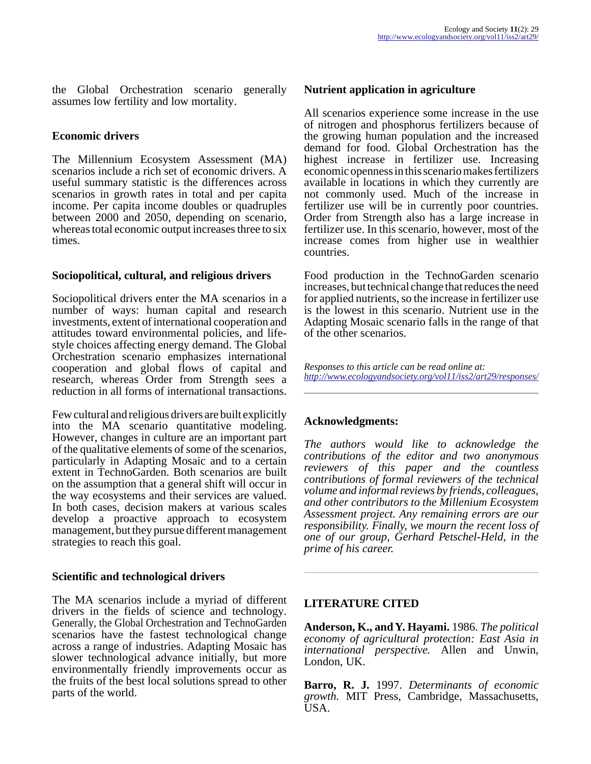the Global Orchestration scenario generally assumes low fertility and low mortality.

### Economic drivers

The Millennium Ecosystem Assessment (MA) scenarios include a rich set of economic drivers. A useful summary statistic is the differences across scenarios in growth rates in total and per capita income. Per capita income doubles or quadruples between 2000 and 2050, depending on scenario, whereas total economic output increases three to six times.

### Sociopolitical, cultural, and religious drivers

Sociopolitical drivers enter the MA scenarios in a number of ways: human capital and research investments, extent of international cooperation and attitudes toward environmental policies, and life-style choices affecting energy demand. The Global Orchestration scenario emphasizes international cooperation and global flows of capital and research, whereas Order from Strength sees a reduction in all forms of international transactions.

Few cultural and religious drivers are built explicitly into the MA scenario quantitative modeling. However, changes in culture are an important part of the qualitative elements of some of the scenarios, particularly in Adapting Mosaic and to a certain extent in TechnoGarden. Both scenarios are built on the assumption that a general shift will occur in the way ecosystems and their services are valued. In both cases, decision makers at various scales develop a proactive approach to ecosystem management, but they pursue different management strategies to reach this goal.

### Scientific and technological drivers

The MA scenarios include a myriad of different drivers in the fields of science and technology. Generally, the Global Orchestration and TechnoGarden scenarios have the fastest technological change across a range of industries. Adapting Mosaic has slower technological advance initially, but more environmentally friendly improvements occur as the fruits of the best local solutions spread to other parts of the world.

### Nutrient application in agriculture

All scenarios experience some increase in the use of nitrogen and phosphorus fertilizers because of the growing human population and the increased demand for food. Global Orchestration has the highest increase in fertilizer use. Increasing economic openness in this scenario makes fertilizers available in locations in which they currently are not commonly used. Much of the increase in fertilizer use will be in currently poor countries. Order from Strength also has a large increase in fertilizer use. In this scenario, however, most of the increase comes from higher use in wealthier countries.

Food production in the TechnoGarden scenario increases, but technical change that reduces the need for applied nutrients, so the increase in fertilizer use is the lowest in this scenario. Nutrient use in the Adapting Mosaic scenario falls in the range of that of the other scenarios.

*Responses to this article can be read online at:*
*http://www.ecologyandsociety.org/vol11/iss2/art29/responses/*

---

### Acknowledgments:

*The authors would like to acknowledge the contributions of the editor and two anonymous reviewers of this paper and the countless contributions of formal reviewers of the technical volume and informal reviews by friends, colleagues, and other contributors to the Millenium Ecosystem Assessment project. Any remaining errors are our responsibility. Finally, we mourn the recent loss of one of our group, Gerhard Petschel-Held, in the prime of his career.*

---

## LITERATURE CITED

**Anderson, K., and Y. Hayami.** 1986. *The political economy of agricultural protection: East Asia in international perspective.* Allen and Unwin, London, UK.

**Barro, R. J.** 1997. *Determinants of economic growth.* MIT Press, Cambridge, Massachusetts, USA.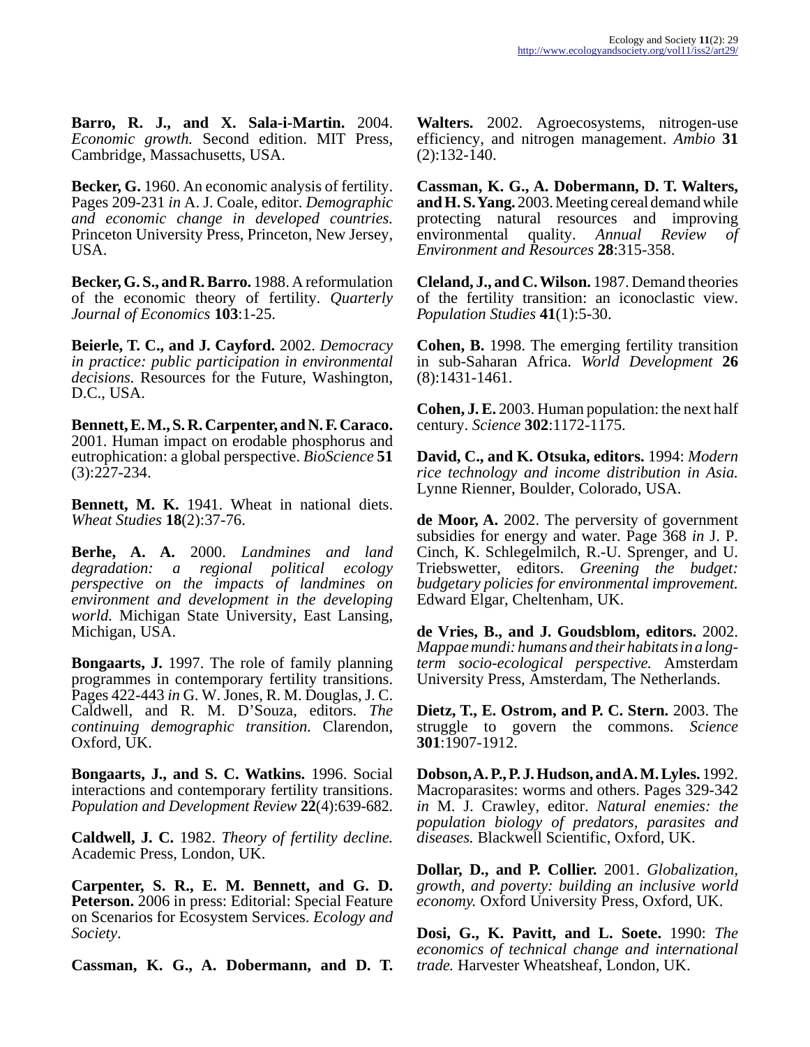**Barro, R. J., and X. Sala-i-Martin.** 2004. *Economic growth.* Second edition. MIT Press, Cambridge, Massachusetts, USA.

**Becker, G.** 1960. An economic analysis of fertility. Pages 209-231 *in* A. J. Coale, editor. *Demographic and economic change in developed countries.* Princeton University Press, Princeton, New Jersey, USA.

**Becker, G. S., and R. Barro.** 1988. A reformulation of the economic theory of fertility. *Quarterly Journal of Economics* **103**:1-25.

**Beierle, T. C., and J. Cayford.** 2002. *Democracy in practice: public participation in environmental decisions.* Resources for the Future, Washington, D.C., USA.

**Bennett, E. M., S. R. Carpenter, and N. F. Caraco.** 2001. Human impact on erodable phosphorus and eutrophication: a global perspective. *BioScience* **51** (3):227-234.

**Bennett, M. K.** 1941. Wheat in national diets. *Wheat Studies* **18**(2):37-76.

**Berhe, A. A.** 2000. *Landmines and land degradation: a regional political ecology perspective on the impacts of landmines on environment and development in the developing world.* Michigan State University, East Lansing, Michigan, USA.

**Bongaarts, J.** 1997. The role of family planning programmes in contemporary fertility transitions. Pages 422-443 *in* G. W. Jones, R. M. Douglas, J. C. Caldwell, and R. M. D'Souza, editors. *The continuing demographic transition.* Clarendon, Oxford, UK.

**Bongaarts, J., and S. C. Watkins.** 1996. Social interactions and contemporary fertility transitions. *Population and Development Review* **22**(4):639-682.

**Caldwell, J. C.** 1982. *Theory of fertility decline.* Academic Press, London, UK.

**Carpenter, S. R., E. M. Bennett, and G. D. Peterson.** 2006 in press: Editorial: Special Feature on Scenarios for Ecosystem Services. *Ecology and Society*.

**Cassman, K. G., A. Dobermann, and D. T. Walters.** 2002. Agroecosystems, nitrogen-use efficiency, and nitrogen management. *Ambio* **31** (2):132-140.

**Cassman, K. G., A. Dobermann, D. T. Walters, and H. S. Yang.** 2003. Meeting cereal demand while protecting natural resources and improving environmental quality. *Annual Review of Environment and Resources* **28**:315-358.

**Cleland, J., and C. Wilson.** 1987. Demand theories of the fertility transition: an iconoclastic view. *Population Studies* **41**(1):5-30.

**Cohen, B.** 1998. The emerging fertility transition in sub-Saharan Africa. *World Development* **26** (8):1431-1461.

**Cohen, J. E.** 2003. Human population: the next half century. *Science* **302**:1172-1175.

**David, C., and K. Otsuka, editors.** 1994: *Modern rice technology and income distribution in Asia.* Lynne Rienner, Boulder, Colorado, USA.

**de Moor, A.** 2002. The perversity of government subsidies for energy and water. Page 368 *in* J. P. Cinch, K. Schlegelmilch, R.-U. Sprenger, and U. Triebswetter, editors. *Greening the budget: budgetary policies for environmental improvement.* Edward Elgar, Cheltenham, UK.

**de Vries, B., and J. Goudsblom, editors.** 2002. *Mappae mundi: humans and their habitats in a long-term socio-ecological perspective.* Amsterdam University Press, Amsterdam, The Netherlands.

**Dietz, T., E. Ostrom, and P. C. Stern.** 2003. The struggle to govern the commons. *Science* **301**:1907-1912.

**Dobson, A. P., P. J. Hudson, and A. M. Lyles.** 1992. Macroparasites: worms and others. Pages 329-342 *in* M. J. Crawley, editor. *Natural enemies: the population biology of predators, parasites and diseases.* Blackwell Scientific, Oxford, UK.

**Dollar, D., and P. Collier.** 2001. *Globalization, growth, and poverty: building an inclusive world economy.* Oxford University Press, Oxford, UK.

**Dosi, G., K. Pavitt, and L. Soete.** 1990: *The economics of technical change and international trade.* Harvester Wheatsheaf, London, UK.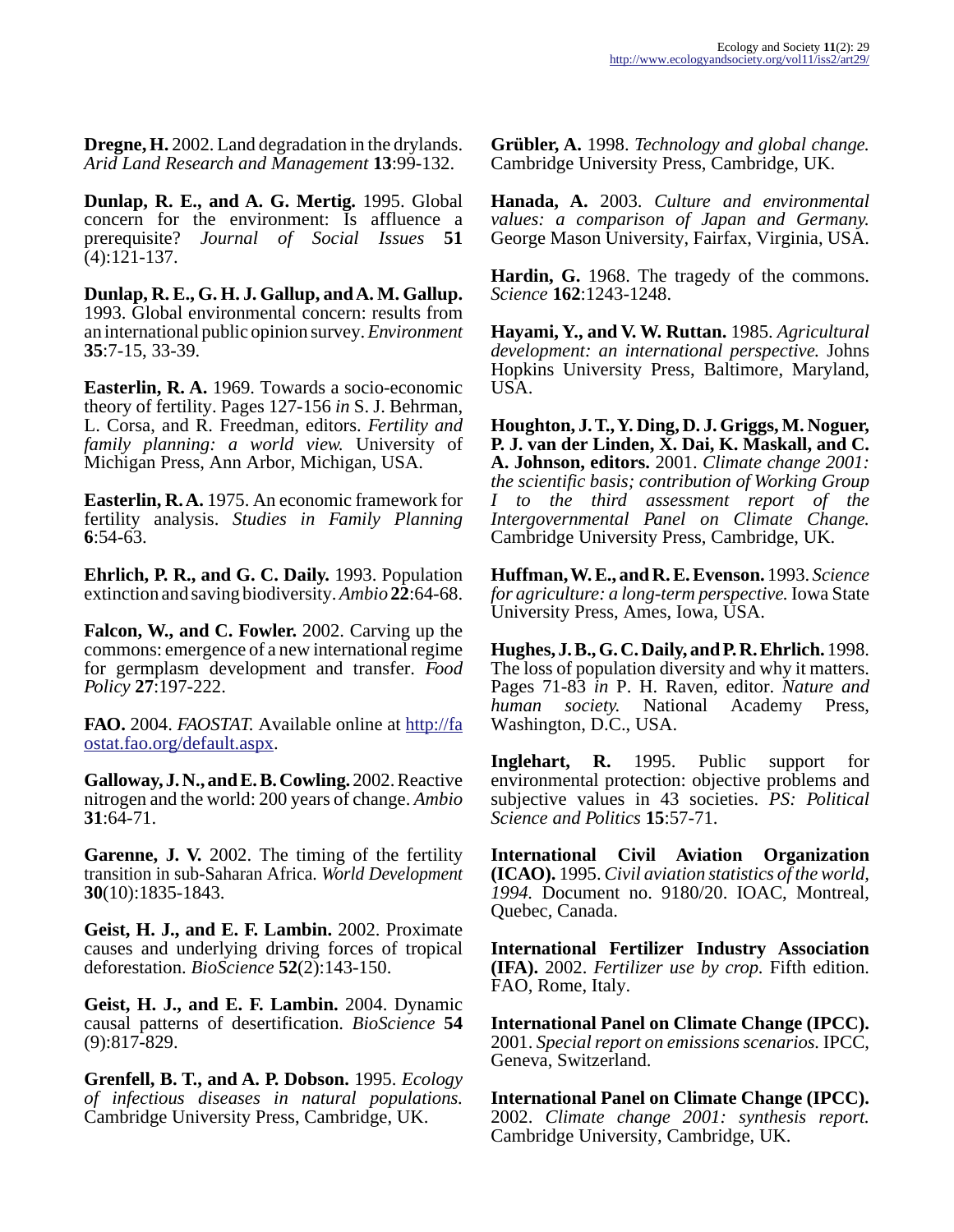**Dregne, H.** 2002. Land degradation in the drylands. *Arid Land Research and Management* **13**:99-132.

**Dunlap, R. E., and A. G. Mertig.** 1995. Global concern for the environment: Is affluence a prerequisite? *Journal of Social Issues* **51** (4):121-137.

**Dunlap, R. E., G. H. J. Gallup, and A. M. Gallup.** 1993. Global environmental concern: results from an international public opinion survey. *Environment* **35**:7-15, 33-39.

**Easterlin, R. A.** 1969. Towards a socio-economic theory of fertility. Pages 127-156 *in* S. J. Behrman, L. Corsa, and R. Freedman, editors. *Fertility and family planning: a world view.* University of Michigan Press, Ann Arbor, Michigan, USA.

**Easterlin, R. A.** 1975. An economic framework for fertility analysis. *Studies in Family Planning* **6**:54-63.

**Ehrlich, P. R., and G. C. Daily.** 1993. Population extinction and saving biodiversity. *Ambio* **22**:64-68.

**Falcon, W., and C. Fowler.** 2002. Carving up the commons: emergence of a new international regime for germplasm development and transfer. *Food Policy* **27**:197-222.

**FAO.** 2004. *FAOSTAT.* Available online at http://faostat.fao.org/default.aspx.

**Galloway, J. N., and E. B. Cowling.** 2002. Reactive nitrogen and the world: 200 years of change. *Ambio* **31**:64-71.

**Garenne, J. V.** 2002. The timing of the fertility transition in sub-Saharan Africa. *World Development* **30**(10):1835-1843.

**Geist, H. J., and E. F. Lambin.** 2002. Proximate causes and underlying driving forces of tropical deforestation. *BioScience* **52**(2):143-150.

**Geist, H. J., and E. F. Lambin.** 2004. Dynamic causal patterns of desertification. *BioScience* **54** (9):817-829.

**Grenfell, B. T., and A. P. Dobson.** 1995. *Ecology of infectious diseases in natural populations.* Cambridge University Press, Cambridge, UK.

**Grübler, A.** 1998. *Technology and global change.* Cambridge University Press, Cambridge, UK.

**Hanada, A.** 2003. *Culture and environmental values: a comparison of Japan and Germany.* George Mason University, Fairfax, Virginia, USA.

**Hardin, G.** 1968. The tragedy of the commons. *Science* **162**:1243-1248.

**Hayami, Y., and V. W. Ruttan.** 1985. *Agricultural development: an international perspective.* Johns Hopkins University Press, Baltimore, Maryland, USA.

**Houghton, J. T., Y. Ding, D. J. Griggs, M. Noguer, P. J. van der Linden, X. Dai, K. Maskall, and C. A. Johnson, editors.** 2001. *Climate change 2001: the scientific basis; contribution of Working Group I to the third assessment report of the Intergovernmental Panel on Climate Change.* Cambridge University Press, Cambridge, UK.

**Huffman, W. E., and R. E. Evenson.** 1993. *Science for agriculture: a long-term perspective.* Iowa State University Press, Ames, Iowa, USA.

**Hughes, J. B., G. C. Daily, and P. R. Ehrlich.** 1998. The loss of population diversity and why it matters. Pages 71-83 *in* P. H. Raven, editor. *Nature and human society.* National Academy Press, Washington, D.C., USA.

**Inglehart, R.** 1995. Public support for environmental protection: objective problems and subjective values in 43 societies. *PS: Political Science and Politics* **15**:57-71.

**International Civil Aviation Organization (ICAO).** 1995. *Civil aviation statistics of the world, 1994.* Document no. 9180/20. IOAC, Montreal, Quebec, Canada.

**International Fertilizer Industry Association (IFA).** 2002. *Fertilizer use by crop.* Fifth edition. FAO, Rome, Italy.

**International Panel on Climate Change (IPCC).** 2001. *Special report on emissions scenarios.* IPCC, Geneva, Switzerland.

**International Panel on Climate Change (IPCC).** 2002. *Climate change 2001: synthesis report.* Cambridge University, Cambridge, UK.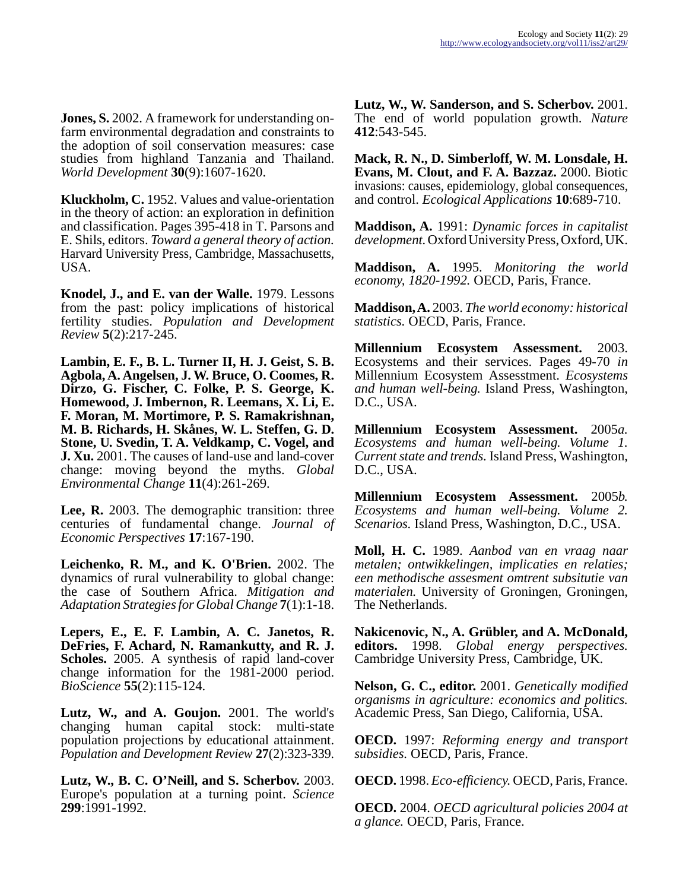**Jones, S.** 2002. A framework for understanding on-farm environmental degradation and constraints to the adoption of soil conservation measures: case studies from highland Tanzania and Thailand. *World Development* **30**(9):1607-1620.

**Kluckholm, C.** 1952. Values and value-orientation in the theory of action: an exploration in definition and classification. Pages 395-418 in T. Parsons and E. Shils, editors. *Toward a general theory of action.* Harvard University Press, Cambridge, Massachusetts, USA.

**Knodel, J., and E. van der Walle.** 1979. Lessons from the past: policy implications of historical fertility studies. *Population and Development Review* **5**(2):217-245.

**Lambin, E. F., B. L. Turner II, H. J. Geist, S. B. Agbola, A. Angelsen, J. W. Bruce, O. Coomes, R. Dirzo, G. Fischer, C. Folke, P. S. George, K. Homewood, J. Imbernon, R. Leemans, X. Li, E. F. Moran, M. Mortimore, P. S. Ramakrishnan, M. B. Richards, H. Skånes, W. L. Steffen, G. D. Stone, U. Svedin, T. A. Veldkamp, C. Vogel, and J. Xu.** 2001. The causes of land-use and land-cover change: moving beyond the myths. *Global Environmental Change* **11**(4):261-269.

**Lee, R.** 2003. The demographic transition: three centuries of fundamental change. *Journal of Economic Perspectives* **17**:167-190.

**Leichenko, R. M., and K. O'Brien.** 2002. The dynamics of rural vulnerability to global change: the case of Southern Africa. *Mitigation and Adaptation Strategies for Global Change* **7**(1):1-18.

**Lepers, E., E. F. Lambin, A. C. Janetos, R. DeFries, F. Achard, N. Ramankutty, and R. J. Scholes.** 2005. A synthesis of rapid land-cover change information for the 1981-2000 period. *BioScience* **55**(2):115-124.

**Lutz, W., and A. Goujon.** 2001. The world's changing human capital stock: multi-state population projections by educational attainment. *Population and Development Review* **27**(2):323-339.

**Lutz, W., B. C. O'Neill, and S. Scherbov.** 2003. Europe's population at a turning point. *Science* **299**:1991-1992.

**Lutz, W., W. Sanderson, and S. Scherbov.** 2001. The end of world population growth. *Nature* **412**:543-545.

**Mack, R. N., D. Simberloff, W. M. Lonsdale, H. Evans, M. Clout, and F. A. Bazzaz.** 2000. Biotic invasions: causes, epidemiology, global consequences, and control. *Ecological Applications* **10**:689-710.

**Maddison, A.** 1991: *Dynamic forces in capitalist development.* Oxford University Press, Oxford, UK.

**Maddison, A.** 1995. *Monitoring the world economy, 1820-1992.* OECD, Paris, France.

**Maddison, A.** 2003. *The world economy: historical statistics.* OECD, Paris, France.

**Millennium Ecosystem Assessment.** 2003. Ecosystems and their services. Pages 49-70 *in* Millennium Ecosystem Assesstment. *Ecosystems and human well-being.* Island Press, Washington, D.C., USA.

**Millennium Ecosystem Assessment.** 2005*a.* *Ecosystems and human well-being. Volume 1. Current state and trends.* Island Press, Washington, D.C., USA.

**Millennium Ecosystem Assessment.** 2005*b.* *Ecosystems and human well-being. Volume 2. Scenarios.* Island Press, Washington, D.C., USA.

**Moll, H. C.** 1989. *Aanbod van en vraag naar metalen; ontwikkelingen, implicaties en relaties; een methodische assesment omtrent subsitutie van materialen.* University of Groningen, Groningen, The Netherlands.

**Nakicenovic, N., A. Grübler, and A. McDonald, editors.** 1998. *Global energy perspectives.* Cambridge University Press, Cambridge, UK.

**Nelson, G. C., editor.** 2001. *Genetically modified organisms in agriculture: economics and politics.* Academic Press, San Diego, California, USA.

**OECD.** 1997: *Reforming energy and transport subsidies.* OECD, Paris, France.

**OECD.** 1998. *Eco-efficiency.* OECD, Paris, France.

**OECD.** 2004. *OECD agricultural policies 2004 at a glance.* OECD, Paris, France.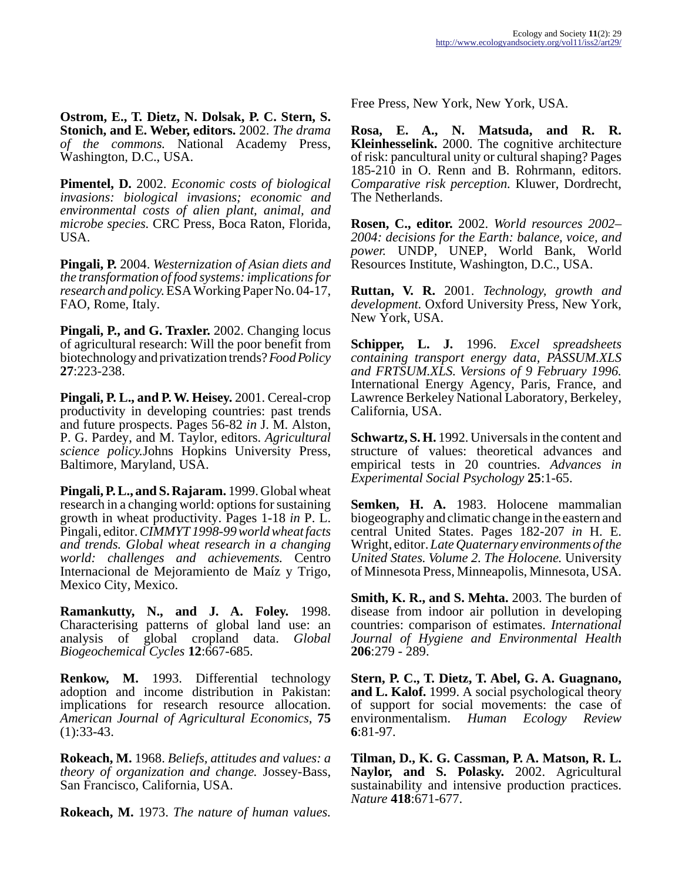**Ostrom, E., T. Dietz, N. Dolsak, P. C. Stern, S. Stonich, and E. Weber, editors.** 2002. *The drama of the commons.* National Academy Press, Washington, D.C., USA.

**Pimentel, D.** 2002. *Economic costs of biological invasions: biological invasions; economic and environmental costs of alien plant, animal, and microbe species.* CRC Press, Boca Raton, Florida, USA.

**Pingali, P.** 2004. *Westernization of Asian diets and the transformation of food systems: implications for research and policy.* ESA Working Paper No. 04-17, FAO, Rome, Italy.

**Pingali, P., and G. Traxler.** 2002. Changing locus of agricultural research: Will the poor benefit from biotechnology and privatization trends? *Food Policy* **27**:223-238.

**Pingali, P. L., and P. W. Heisey.** 2001. Cereal-crop productivity in developing countries: past trends and future prospects. Pages 56-82 *in* J. M. Alston, P. G. Pardey, and M. Taylor, editors. *Agricultural science policy.*Johns Hopkins University Press, Baltimore, Maryland, USA.

**Pingali, P. L., and S. Rajaram.** 1999. Global wheat research in a changing world: options for sustaining growth in wheat productivity. Pages 1-18 *in* P. L. Pingali, editor. *CIMMYT 1998-99 world wheat facts and trends. Global wheat research in a changing world: challenges and achievements.* Centro Internacional de Mejoramiento de Maíz y Trigo, Mexico City, Mexico.

**Ramankutty, N., and J. A. Foley.** 1998. Characterising patterns of global land use: an analysis of global cropland data. *Global Biogeochemical Cycles* **12**:667-685.

**Renkow, M.** 1993. Differential technology adoption and income distribution in Pakistan: implications for research resource allocation. *American Journal of Agricultural Economics*, **75** (1):33-43.

**Rokeach, M.** 1968. *Beliefs, attitudes and values: a theory of organization and change.* Jossey-Bass, San Francisco, California, USA.

**Rokeach, M.** 1973. *The nature of human values.* Free Press, New York, New York, USA.

**Rosa, E. A., N. Matsuda, and R. R. Kleinhesselink.** 2000. The cognitive architecture of risk: pancultural unity or cultural shaping? Pages 185-210 in O. Renn and B. Rohrmann, editors. *Comparative risk perception.* Kluwer, Dordrecht, The Netherlands.

**Rosen, C., editor.** 2002. *World resources 2002–2004: decisions for the Earth: balance, voice, and power.* UNDP, UNEP, World Bank, World Resources Institute, Washington, D.C., USA.

**Ruttan, V. R.** 2001. *Technology, growth and development.* Oxford University Press, New York, New York, USA.

**Schipper, L. J.** 1996. *Excel spreadsheets containing transport energy data, PASSUM.XLS and FRTSUM.XLS. Versions of 9 February 1996.* International Energy Agency, Paris, France, and Lawrence Berkeley National Laboratory, Berkeley, California, USA.

**Schwartz, S. H.** 1992. Universals in the content and structure of values: theoretical advances and empirical tests in 20 countries. *Advances in Experimental Social Psychology* **25**:1-65.

**Semken, H. A.** 1983. Holocene mammalian biogeography and climatic change in the eastern and central United States. Pages 182-207 *in* H. E. Wright, editor. *Late Quaternary environments of the United States. Volume 2. The Holocene.* University of Minnesota Press, Minneapolis, Minnesota, USA.

**Smith, K. R., and S. Mehta.** 2003. The burden of disease from indoor air pollution in developing countries: comparison of estimates. *International Journal of Hygiene and Environmental Health* **206**:279 - 289.

**Stern, P. C., T. Dietz, T. Abel, G. A. Guagnano, and L. Kalof.** 1999. A social psychological theory of support for social movements: the case of environmentalism. *Human Ecology Review* **6**:81-97.

**Tilman, D., K. G. Cassman, P. A. Matson, R. L. Naylor, and S. Polasky.** 2002. Agricultural sustainability and intensive production practices. *Nature* **418**:671-677.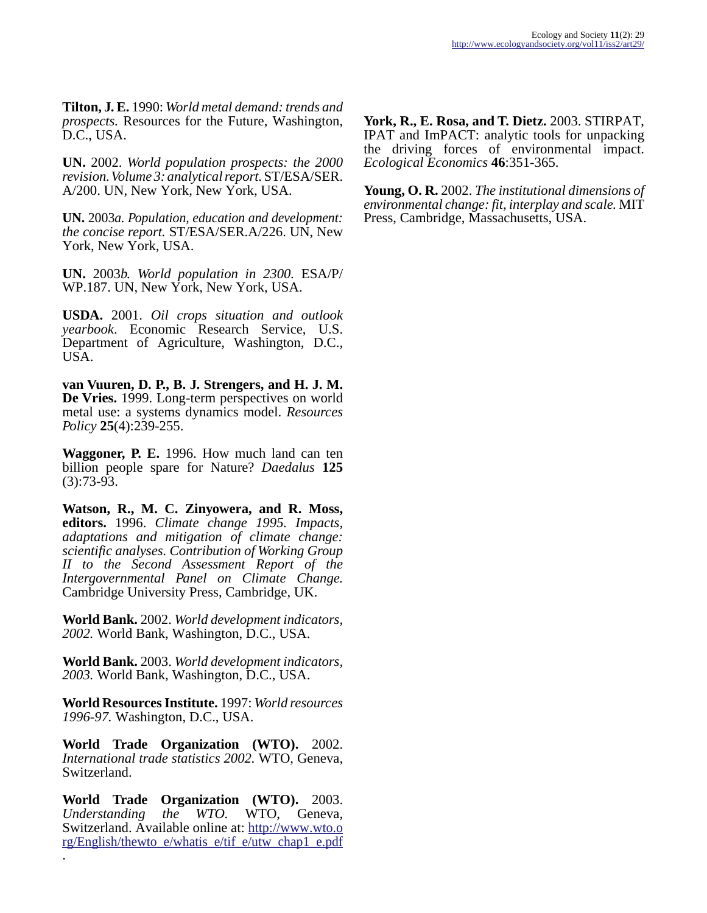**Tilton, J. E.** 1990: *World metal demand: trends and prospects.* Resources for the Future, Washington, D.C., USA.

**UN.** 2002. *World population prospects: the 2000 revision. Volume 3: analytical report.* ST/ESA/SER. A/200. UN, New York, New York, USA.

**UN.** 2003*a*. *Population, education and development: the concise report.* ST/ESA/SER.A/226. UN, New York, New York, USA.

**UN.** 2003*b*. *World population in 2300.* ESA/P/WP.187. UN, New York, New York, USA.

**USDA.** 2001. *Oil crops situation and outlook yearbook*. Economic Research Service, U.S. Department of Agriculture, Washington, D.C., USA.

**van Vuuren, D. P., B. J. Strengers, and H. J. M. De Vries.** 1999. Long-term perspectives on world metal use: a systems dynamics model. *Resources Policy* **25**(4):239-255.

**Waggoner, P. E.** 1996. How much land can ten billion people spare for Nature? *Daedalus* **125** (3):73-93.

**Watson, R., M. C. Zinyowera, and R. Moss, editors.** 1996. *Climate change 1995. Impacts, adaptations and mitigation of climate change: scientific analyses. Contribution of Working Group II to the Second Assessment Report of the Intergovernmental Panel on Climate Change.* Cambridge University Press, Cambridge, UK.

**World Bank.** 2002. *World development indicators, 2002.* World Bank, Washington, D.C., USA.

**World Bank.** 2003. *World development indicators, 2003.* World Bank, Washington, D.C., USA.

**World Resources Institute.** 1997: *World resources 1996-97.* Washington, D.C., USA.

**World Trade Organization (WTO).** 2002. *International trade statistics 2002.* WTO, Geneva, Switzerland.

**World Trade Organization (WTO).** 2003. *Understanding the WTO.* WTO, Geneva, Switzerland. Available online at: http://www.wto.org/English/thewto_e/whatis_e/tif_e/utw_chap1_e.pdf.

**York, R., E. Rosa, and T. Dietz.** 2003. STIRPAT, IPAT and ImPACT: analytic tools for unpacking the driving forces of environmental impact. *Ecological Economics* **46**:351-365.

**Young, O. R.** 2002. *The institutional dimensions of environmental change: fit, interplay and scale.* MIT Press, Cambridge, Massachusetts, USA.